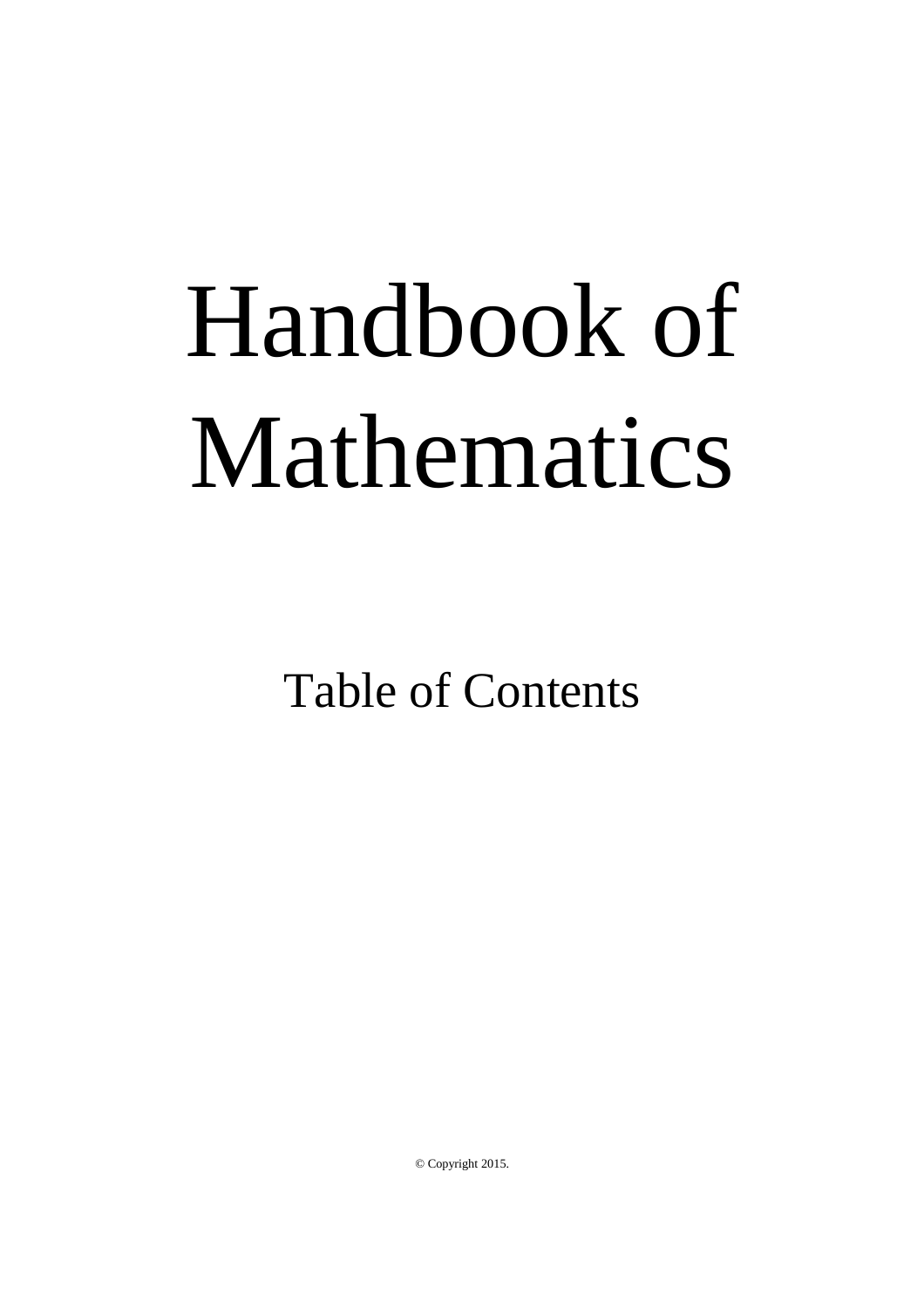# Handbook of Mathematics

## Table of Contents

© Copyright 2015.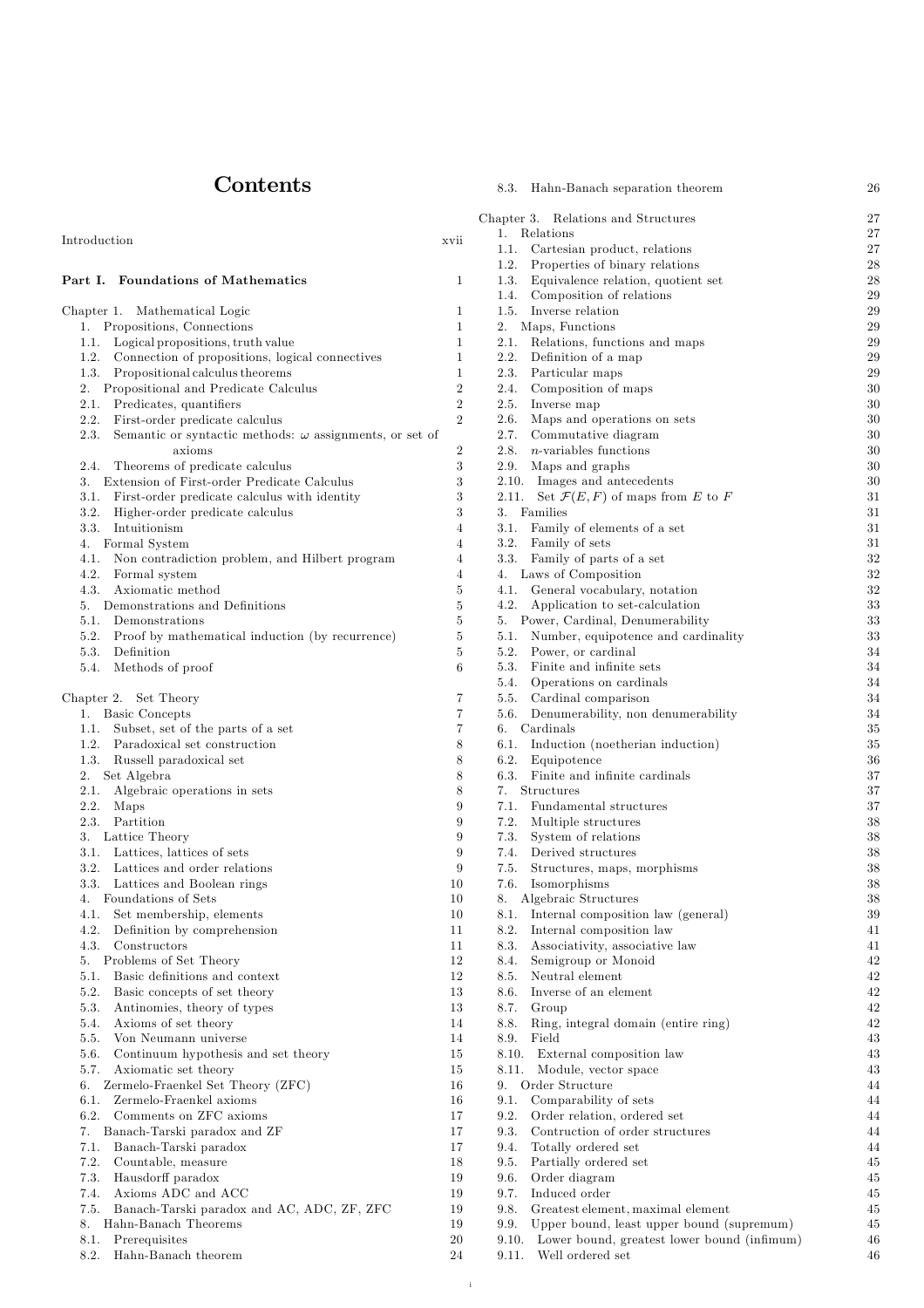# Contents

Introduction xvii

**Part I. Foundations of Mathematics** 1

Chapter 1. Mathematical Logic 1
- 1. Propositions, Connections 1
- 1.1. Logical propositions, truth value 1
- 1.2. Connection of propositions, logical connectives 1
- 1.3. Propositional calculus theorems 1
- 2. Propositional and Predicate Calculus 2
- 2.1. Predicates, quantifiers 2
- 2.2. First-order predicate calculus 2
- 2.3. Semantic or syntactic methods: $\omega$ assignments, or set of axioms 2
- 2.4. Theorems of predicate calculus 3
- 3. Extension of First-order Predicate Calculus 3
- 3.1. First-order predicate calculus with identity 3
- 3.2. Higher-order predicate calculus 3
- 3.3. Intuitionism 4
- 4. Formal System 4
- 4.1. Non contradiction problem, and Hilbert program 4
- 4.2. Formal system 4
- 4.3. Axiomatic method 5
- 5. Demonstrations and Definitions 5
- 5.1. Demonstrations 5
- 5.2. Proof by mathematical induction (by recurrence) 5
- 5.3. Definition 5
- 5.4. Methods of proof 6

Chapter 2. Set Theory 7
- 1. Basic Concepts 7
- 1.1. Subset, set of the parts of a set 7
- 1.2. Paradoxical set construction 8
- 1.3. Russell paradoxical set 8
- 2. Set Algebra 8
- 2.1. Algebraic operations in sets 8
- 2.2. Maps 9
- 2.3. Partition 9
- 3. Lattice Theory 9
- 3.1. Lattices, lattices of sets 9
- 3.2. Lattices and order relations 9
- 3.3. Lattices and Boolean rings 10
- 4. Foundations of Sets 10
- 4.1. Set membership, elements 10
- 4.2. Definition by comprehension 11
- 4.3. Constructors 11
- 5. Problems of Set Theory 12
- 5.1. Basic definitions and context 12
- 5.2. Basic concepts of set theory 13
- 5.3. Antinomies, theory of types 13
- 5.4. Axioms of set theory 14
- 5.5. Von Neumann universe 14
- 5.6. Continuum hypothesis and set theory 15
- 5.7. Axiomatic set theory 15
- 6. Zermelo-Fraenkel Set Theory (ZFC) 16
- 6.1. Zermelo-Fraenkel axioms 16
- 6.2. Comments on ZFC axioms 17
- 7. Banach-Tarski paradox and ZF 17
- 7.1. Banach-Tarski paradox 17
- 7.2. Countable, measure 18
- 7.3. Hausdorff paradox 19
- 7.4. Axioms ADC and ACC 19
- 7.5. Banach-Tarski paradox and AC, ADC, ZF, ZFC 19
- 8. Hahn-Banach Theorems 19
- 8.1. Prerequisites 20
- 8.2. Hahn-Banach theorem 24
- 8.3. Hahn-Banach separation theorem 26

Chapter 3. Relations and Structures 27
- 1. Relations 27
- 1.1. Cartesian product, relations 27
- 1.2. Properties of binary relations 28
- 1.3. Equivalence relation, quotient set 28
- 1.4. Composition of relations 29
- 1.5. Inverse relation 29
- 2. Maps, Functions 29
- 2.1. Relations, functions and maps 29
- 2.2. Definition of a map 29
- 2.3. Particular maps 29
- 2.4. Composition of maps 30
- 2.5. Inverse map 30
- 2.6. Maps and operations on sets 30
- 2.7. Commutative diagram 30
- 2.8. $n$-variables functions 30
- 2.9. Maps and graphs 30
- 2.10. Images and antecedents 30
- 2.11. Set $\mathcal{F}(E, F)$ of maps from $E$ to $F$ 31
- 3. Families 31
- 3.1. Family of elements of a set 31
- 3.2. Family of sets 31
- 3.3. Family of parts of a set 32
- 4. Laws of Composition 32
- 4.1. General vocabulary, notation 32
- 4.2. Application to set-calculation 33
- 5. Power, Cardinal, Denumerability 33
- 5.1. Number, equipotence and cardinality 33
- 5.2. Power, or cardinal 34
- 5.3. Finite and infinite sets 34
- 5.4. Operations on cardinals 34
- 5.5. Cardinal comparison 34
- 5.6. Denumerability, non denumerability 34
- 6. Cardinals 35
- 6.1. Induction (noetherian induction) 35
- 6.2. Equipotence 36
- 6.3. Finite and infinite cardinals 37
- 7. Structures 37
- 7.1. Fundamental structures 37
- 7.2. Multiple structures 38
- 7.3. System of relations 38
- 7.4. Derived structures 38
- 7.5. Structures, maps, morphisms 38
- 7.6. Isomorphisms 38
- 8. Algebraic Structures 38
- 8.1. Internal composition law (general) 39
- 8.2. Internal composition law 41
- 8.3. Associativity, associative law 41
- 8.4. Semigroup or Monoid 42
- 8.5. Neutral element 42
- 8.6. Inverse of an element 42
- 8.7. Group 42
- 8.8. Ring, integral domain (entire ring) 42
- 8.9. Field 43
- 8.10. External composition law 43
- 8.11. Module, vector space 43
- 9. Order Structure 44
- 9.1. Comparability of sets 44
- 9.2. Order relation, ordered set 44
- 9.3. Contruction of order structures 44
- 9.4. Totally ordered set 44
- 9.5. Partially ordered set 45
- 9.6. Order diagram 45
- 9.7. Induced order 45
- 9.8. Greatest element, maximal element 45
- 9.9. Upper bound, least upper bound (supremum) 45
- 9.10. Lower bound, greatest lower bound (infimum) 46
- 9.11. Well ordered set 46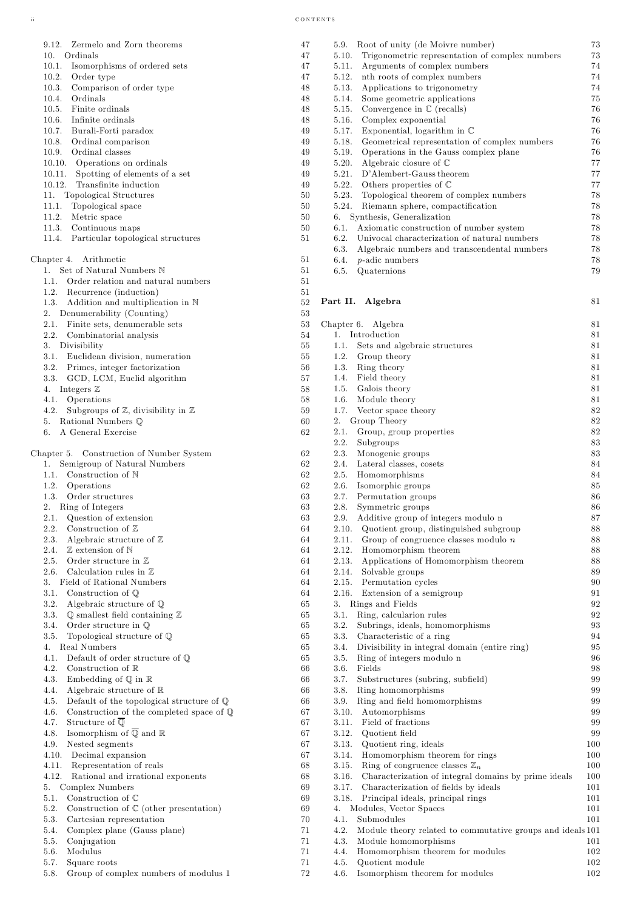9.12. Zermelo and Zorn theorems 47
10. Ordinals 47
10.1. Isomorphisms of ordered sets 47
10.2. Order type 47
10.3. Comparison of order type 48
10.4. Ordinals 48
10.5. Finite ordinals 48
10.6. Infinite ordinals 48
10.7. Burali-Forti paradox 49
10.8. Ordinal comparison 49
10.9. Ordinal classes 49
10.10. Operations on ordinals 49
10.11. Spotting of elements of a set 49
10.12. Transfinite induction 49
11. Topological Structures 50
11.1. Topological space 50
11.2. Metric space 50
11.3. Continuous maps 50
11.4. Particular topological structures 51

Chapter 4. Arithmetic 51
1. Set of Natural Numbers $\mathbb{N}$ 51
1.1. Order relation and natural numbers 51
1.2. Recurrence (induction) 51
1.3. Addition and multiplication in $\mathbb{N}$ 52
2. Denumerability (Counting) 53
2.1. Finite sets, denumerable sets 53
2.2. Combinatorial analysis 54
3. Divisibility 55
3.1. Euclidean division, numeration 55
3.2. Primes, integer factorization 56
3.3. GCD, LCM, Euclid algorithm 57
4. Integers $\mathbb{Z}$ 58
4.1. Operations 58
4.2. Subgroups of $\mathbb{Z}$, divisibility in $\mathbb{Z}$ 59
5. Rational Numbers $\mathbb{Q}$ 60
6. A General Exercise 62

Chapter 5. Construction of Number System 62
1. Semigroup of Natural Numbers 62
1.1. Construction of $\mathbb{N}$ 62
1.2. Operations 62
1.3. Order structures 63
2. Ring of Integers 63
2.1. Question of extension 63
2.2. Construction of $\mathbb{Z}$ 64
2.3. Algebraic structure of $\mathbb{Z}$ 64
2.4. $\mathbb{Z}$ extension of $\mathbb{N}$ 64
2.5. Order structure in $\mathbb{Z}$ 64
2.6. Calculation rules in $\mathbb{Z}$ 64
3. Field of Rational Numbers 64
3.1. Construction of $\mathbb{Q}$ 64
3.2. Algebraic structure of $\mathbb{Q}$ 65
3.3. $\mathbb{Q}$ smallest field containing $\mathbb{Z}$ 65
3.4. Order structure in $\mathbb{Q}$ 65
3.5. Topological structure of $\mathbb{Q}$ 65
4. Real Numbers 65
4.1. Default of order structure of $\mathbb{Q}$ 65
4.2. Construction of $\mathbb{R}$ 66
4.3. Embedding of $\mathbb{Q}$ in $\mathbb{R}$ 66
4.4. Algebraic structure of $\mathbb{R}$ 66
4.5. Default of the topological structure of $\mathbb{Q}$ 66
4.6. Construction of the completed space of $\mathbb{Q}$ 67
4.7. Structure of $\overline{\mathbb{Q}}$ 67
4.8. Isomorphism of $\overline{\mathbb{Q}}$ and $\mathbb{R}$ 67
4.9. Nested segments 67
4.10. Decimal expansion 67
4.11. Representation of reals 68
4.12. Rational and irrational exponents 68
5. Complex Numbers 69
5.1. Construction of $\mathbb{C}$ 69
5.2. Construction of $\mathbb{C}$ (other presentation) 69
5.3. Cartesian representation 70
5.4. Complex plane (Gauss plane) 71
5.5. Conjugation 71
5.6. Modulus 71
5.7. Square roots 71
5.8. Group of complex numbers of modulus 1 72
5.9. Root of unity (de Moivre number) 73
5.10. Trigonometric representation of complex numbers 73
5.11. Arguments of complex numbers 74
5.12. nth roots of complex numbers 74
5.13. Applications to trigonometry 74
5.14. Some geometric applications 75
5.15. Convergence in $\mathbb{C}$ (recalls) 76
5.16. Complex exponential 76
5.17. Exponential, logarithm in $\mathbb{C}$ 76
5.18. Geometrical representation of complex numbers 76
5.19. Operations in the Gauss complex plane 76
5.20. Algebraic closure of $\mathbb{C}$ 77
5.21. D'Alembert-Gauss theorem 77
5.22. Others properties of $\mathbb{C}$ 77
5.23. Topological theorem of complex numbers 78
5.24. Riemann sphere, compactification 78
6. Synthesis, Generalization 78
6.1. Axiomatic construction of number system 78
6.2. Univocal characterization of natural numbers 78
6.3. Algebraic numbers and transcendental numbers 78
6.4. $p$-adic numbers 78
6.5. Quaternions 79

Part II. Algebra 81

Chapter 6. Algebra 81
1. Introduction 81
1.1. Sets and algebraic structures 81
1.2. Group theory 81
1.3. Ring theory 81
1.4. Field theory 81
1.5. Galois theory 81
1.6. Module theory 81
1.7. Vector space theory 82
2. Group Theory 82
2.1. Group, group properties 82
2.2. Subgroups 83
2.3. Monogenic groups 83
2.4. Lateral classes, cosets 84
2.5. Homomorphisms 84
2.6. Isomorphic groups 85
2.7. Permutation groups 86
2.8. Symmetric groups 86
2.9. Additive group of integers modulo n 87
2.10. Quotient group, distinguished subgroup 88
2.11. Group of congruence classes modulo $n$ 88
2.12. Homomorphism theorem 88
2.13. Applications of Homomorphism theorem 88
2.14. Solvable groups 89
2.15. Permutation cycles 90
2.16. Extension of a semigroup 91
3. Rings and Fields 92
3.1. Ring, calcularion rules 92
3.2. Subrings, ideals, homomorphisms 93
3.3. Characteristic of a ring 94
3.4. Divisibility in integral domain (entire ring) 95
3.5. Ring of integers modulo n 96
3.6. Fields 98
3.7. Substructures (subring, subfield) 99
3.8. Ring homomorphisms 99
3.9. Ring and field homomorphisms 99
3.10. Automorphisms 99
3.11. Field of fractions 99
3.12. Quotient field 99
3.13. Quotient ring, ideals 100
3.14. Homomorphism theorem for rings 100
3.15. Ring of congruence classes $\mathbb{Z}_n$ 100
3.16. Characterization of integral domains by prime ideals 100
3.17. Characterization of fields by ideals 101
3.18. Principal ideals, principal rings 101
4. Modules, Vector Spaces 101
4.1. Submodules 101
4.2. Module theory related to commutative groups and ideals 101
4.3. Module homomorphisms 101
4.4. Homomorphism theorem for modules 102
4.5. Quotient module 102
4.6. Isomorphism theorem for modules 102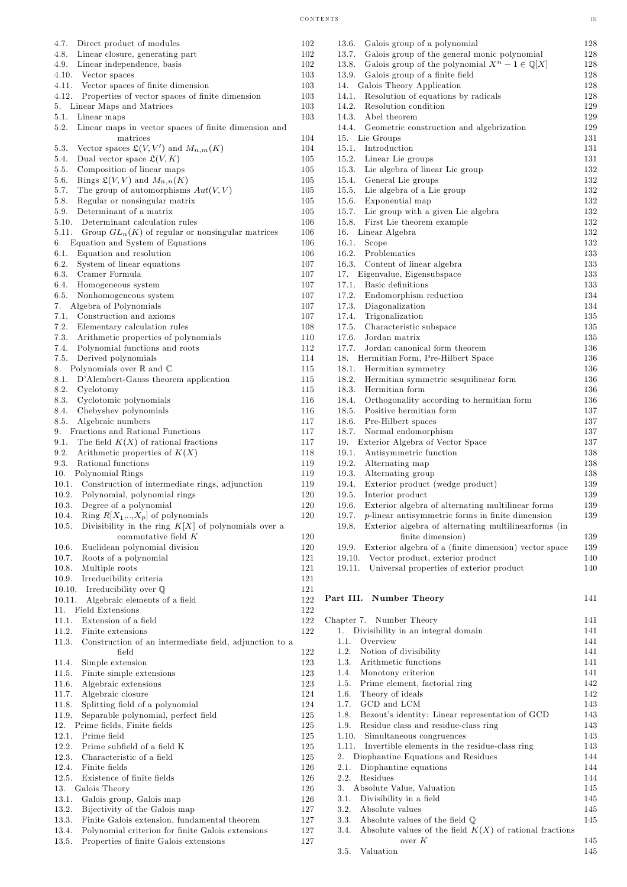4.7. Direct product of modules 102
4.8. Linear closure, generating part 102
4.9. Linear independence, basis 102
4.10. Vector spaces 103
4.11. Vector spaces of finite dimension 103
4.12. Properties of vector spaces of finite dimension 103
5. Linear Maps and Matrices 103
5.1. Linear maps 103
5.2. Linear maps in vector spaces of finite dimension and matrices 104
5.3. Vector spaces $\mathfrak{L}(V, V')$ and $M_{n,m}(K)$ 104
5.4. Dual vector space $\mathfrak{L}(V, K)$ 105
5.5. Composition of linear maps 105
5.6. Rings $\mathfrak{L}(V, V)$ and $M_{n,n}(K)$ 105
5.7. The group of automorphisms $Aut(V, V)$ 105
5.8. Regular or nonsingular matrix 105
5.9. Determinant of a matrix 105
5.10. Determinant calculation rules 106
5.11. Group $GL_n(K)$ of regular or nonsingular matrices 106
6. Equation and System of Equations 106
6.1. Equation and resolution 106
6.2. System of linear equations 107
6.3. Cramer Formula 107
6.4. Homogeneous system 107
6.5. Nonhomogeneous system 107
7. Algebra of Polynomials 107
7.1. Construction and axioms 107
7.2. Elementary calculation rules 108
7.3. Arithmetic properties of polynomials 110
7.4. Polynomial functions and roots 112
7.5. Derived polynomials 114
8. Polynomials over $\mathbb{R}$ and $\mathbb{C}$ 115
8.1. D'Alembert-Gauss theorem application 115
8.2. Cyclotomy 115
8.3. Cyclotomic polynomials 116
8.4. Chebyshev polynomials 116
8.5. Algebraic numbers 117
9. Fractions and Rational Functions 117
9.1. The field $K(X)$ of rational fractions 117
9.2. Arithmetic properties of $K(X)$ 118
9.3. Rational functions 119
10. Polynomial Rings 119
10.1. Construction of intermediate rings, adjunction 119
10.2. Polynomial, polynomial rings 120
10.3. Degree of a polynomial 120
10.4. Ring $R[X_1,..,X_p]$ of polynomials 120
10.5. Divisibility in the ring $K[X]$ of polynomials over a commutative field $K$ 120
10.6. Euclidean polynomial division 120
10.7. Roots of a polynomial 121
10.8. Multiple roots 121
10.9. Irreducibility criteria 121
10.10. Irreducibility over $\mathbb{Q}$ 121
10.11. Algebraic elements of a field 122
11. Field Extensions 122
11.1. Extension of a field 122
11.2. Finite extensions 122
11.3. Construction of an intermediate field, adjunction to a field 122
11.4. Simple extension 123
11.5. Finite simple extensions 123
11.6. Algebraic extensions 123
11.7. Algebraic closure 124
11.8. Splitting field of a polynomial 124
11.9. Separable polynomial, perfect field 125
12. Prime fields, Finite fields 125
12.1. Prime field 125
12.2. Prime subfield of a field K 125
12.3. Characteristic of a field 125
12.4. Finite fields 126
12.5. Existence of finite fields 126
13. Galois Theory 126
13.1. Galois group, Galois map 126
13.2. Bijectivity of the Galois map 127
13.3. Finite Galois extension, fundamental theorem 127
13.4. Polynomial criterion for finite Galois extensions 127
13.5. Properties of finite Galois extensions 127
13.6. Galois group of a polynomial 128
13.7. Galois group of the general monic polynomial 128
13.8. Galois group of the polynomial $X^n - 1 \in \mathbb{Q}[X]$ 128
13.9. Galois group of a finite field 128
14. Galois Theory Application 128
14.1. Resolution of equations by radicals 128
14.2. Resolution condition 129
14.3. Abel theorem 129
14.4. Geometric construction and algebrization 129
15. Lie Groups 131
15.1. Introduction 131
15.2. Linear Lie groups 131
15.3. Lie algebra of linear Lie group 132
15.4. General Lie groups 132
15.5. Lie algebra of a Lie group 132
15.6. Exponential map 132
15.7. Lie group with a given Lie algebra 132
15.8. First Lie theorem example 132
16. Linear Algebra 132
16.1. Scope 132
16.2. Problematics 133
16.3. Content of linear algebra 133
17. Eigenvalue, Eigensubspace 133
17.1. Basic definitions 133
17.2. Endomorphism reduction 134
17.3. Diagonalization 134
17.4. Trigonalization 135
17.5. Characteristic subspace 135
17.6. Jordan matrix 135
17.7. Jordan canonical form theorem 136
18. Hermitian Form, Pre-Hilbert Space 136
18.1. Hermitian symmetry 136
18.2. Hermitian symmetric sesquilinear form 136
18.3. Hermitian form 136
18.4. Orthogonality according to hermitian form 136
18.5. Positive hermitian form 137
18.6. Pre-Hilbert spaces 137
18.7. Normal endomorphism 137
19. Exterior Algebra of Vector Space 137
19.1. Antisymmetric function 138
19.2. Alternating map 138
19.3. Alternating group 138
19.4. Exterior product (wedge product) 139
19.5. Interior product 139
19.6. Exterior algebra of alternating multilinear forms 139
19.7. $p$-linear antisymmetric forms in finite dimension 139
19.8. Exterior algebra of alternating multilinearforms (in finite dimension) 139
19.9. Exterior algebra of a (finite dimension) vector space 139
19.10. Vector product, exterior product 140
19.11. Universal properties of exterior product 140

**Part III. Number Theory** 141

Chapter 7. Number Theory 141
1. Divisibility in an integral domain 141
1.1. Overview 141
1.2. Notion of divisibility 141
1.3. Arithmetic functions 141
1.4. Monotony criterion 141
1.5. Prime element, factorial ring 142
1.6. Theory of ideals 142
1.7. GCD and LCM 143
1.8. Bezout's identity: Linear representation of GCD 143
1.9. Residue class and residue-class ring 143
1.10. Simultaneous congruences 143
1.11. Invertible elements in the residue-class ring 143
2. Diophantine Equations and Residues 144
2.1. Diophantine equations 144
2.2. Residues 144
3. Absolute Value, Valuation 145
3.1. Divisibility in a field 145
3.2. Absolute values 145
3.3. Absolute values of the field $\mathbb{Q}$ 145
3.4. Absolute values of the field $K(X)$ of rational fractions over $K$ 145
3.5. Valuation 145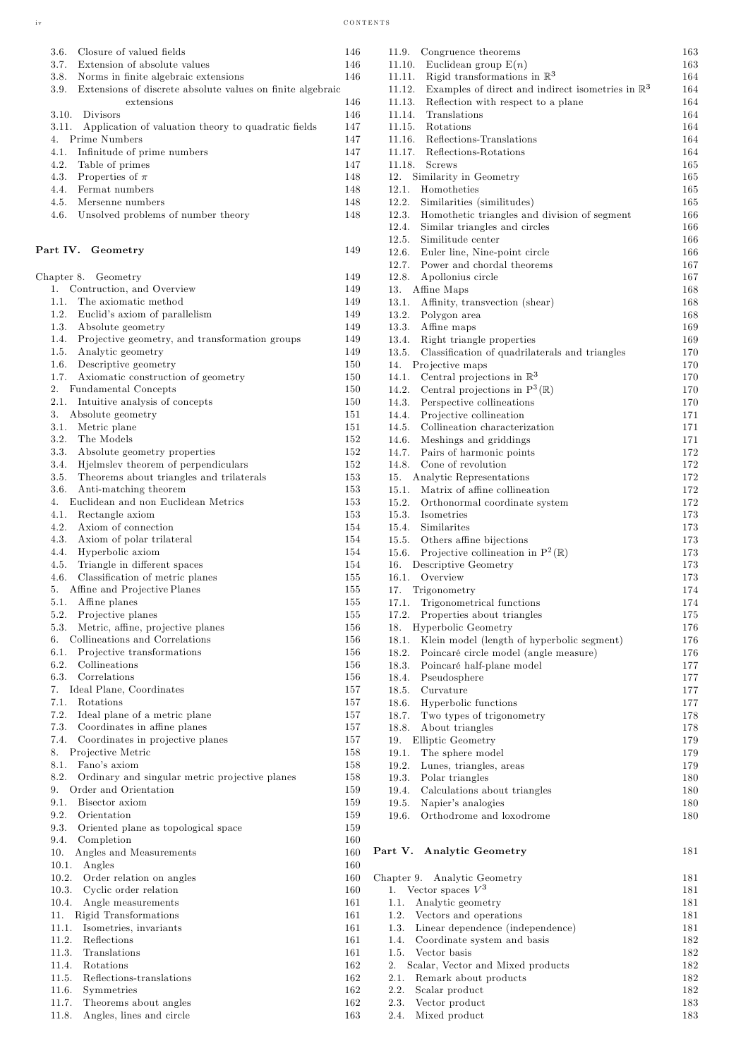3.6. Closure of valued fields 146
3.7. Extension of absolute values 146
3.8. Norms in finite algebraic extensions 146
3.9. Extensions of discrete absolute values on finite algebraic extensions 146
3.10. Divisors 146
3.11. Application of valuation theory to quadratic fields 147
4. Prime Numbers 147
4.1. Infinitude of prime numbers 147
4.2. Table of primes 147
4.3. Properties of $\pi$ 148
4.4. Fermat numbers 148
4.5. Mersenne numbers 148
4.6. Unsolved problems of number theory 148

**Part IV. Geometry** 149

Chapter 8. Geometry 149
1. Contruction, and Overview 149
1.1. The axiomatic method 149
1.2. Euclid's axiom of parallelism 149
1.3. Absolute geometry 149
1.4. Projective geometry, and transformation groups 149
1.5. Analytic geometry 149
1.6. Descriptive geometry 150
1.7. Axiomatic construction of geometry 150
2. Fundamental Concepts 150
2.1. Intuitive analysis of concepts 150
3. Absolute geometry 151
3.1. Metric plane 151
3.2. The Models 152
3.3. Absolute geometry properties 152
3.4. Hjelmslev theorem of perpendiculars 152
3.5. Theorems about triangles and trilaterals 153
3.6. Anti-matching theorem 153
4. Euclidean and non Euclidean Metrics 153
4.1. Rectangle axiom 153
4.2. Axiom of connection 154
4.3. Axiom of polar trilateral 154
4.4. Hyperbolic axiom 154
4.5. Triangle in different spaces 154
4.6. Classification of metric planes 155
5. Affine and Projective Planes 155
5.1. Affine planes 155
5.2. Projective planes 155
5.3. Metric, affine, projective planes 156
6. Collineations and Correlations 156
6.1. Projective transformations 156
6.2. Collineations 156
6.3. Correlations 156
7. Ideal Plane, Coordinates 157
7.1. Rotations 157
7.2. Ideal plane of a metric plane 157
7.3. Coordinates in affine planes 157
7.4. Coordinates in projective planes 157
8. Projective Metric 158
8.1. Fano's axiom 158
8.2. Ordinary and singular metric projective planes 158
9. Order and Orientation 159
9.1. Bisector axiom 159
9.2. Orientation 159
9.3. Oriented plane as topological space 159
9.4. Completion 160
10. Angles and Measurements 160
10.1. Angles 160
10.2. Order relation on angles 160
10.3. Cyclic order relation 160
10.4. Angle measurements 161
11. Rigid Transformations 161
11.1. Isometries, invariants 161
11.2. Reflections 161
11.3. Translations 161
11.4. Rotations 162
11.5. Reflections-translations 162
11.6. Symmetries 162
11.7. Theorems about angles 162
11.8. Angles, lines and circle 163
11.9. Congruence theorems 163
11.10. Euclidean group $\mathrm{E}(n)$ 163
11.11. Rigid transformations in $\mathbb{R}^3$ 164
11.12. Examples of direct and indirect isometries in $\mathbb{R}^3$ 164
11.13. Reflection with respect to a plane 164
11.14. Translations 164
11.15. Rotations 164
11.16. Reflections-Translations 164
11.17. Reflections-Rotations 164
11.18. Screws 165
12. Similarity in Geometry 165
12.1. Homotheties 165
12.2. Similarities (similitudes) 165
12.3. Homothetic triangles and division of segment 166
12.4. Similar triangles and circles 166
12.5. Similitude center 166
12.6. Euler line, Nine-point circle 166
12.7. Power and chordal theorems 167
12.8. Apollonius circle 167
13. Affine Maps 168
13.1. Affinity, transvection (shear) 168
13.2. Polygon area 168
13.3. Affine maps 169
13.4. Right triangle properties 169
13.5. Classification of quadrilaterals and triangles 170
14. Projective maps 170
14.1. Central projections in $\mathbb{R}^3$ 170
14.2. Central projections in $\mathrm{P}^3(\mathbb{R})$ 170
14.3. Perspective collineations 170
14.4. Projective collineation 171
14.5. Collineation characterization 171
14.6. Meshings and griddings 171
14.7. Pairs of harmonic points 172
14.8. Cone of revolution 172
15. Analytic Representations 172
15.1. Matrix of affine collineation 172
15.2. Orthonormal coordinate system 172
15.3. Isometries 173
15.4. Similarites 173
15.5. Others affine bijections 173
15.6. Projective collineation in $\mathrm{P}^2(\mathbb{R})$ 173
16. Descriptive Geometry 173
16.1. Overview 173
17. Trigonometry 174
17.1. Trigonometrical functions 174
17.2. Properties about triangles 175
18. Hyperbolic Geometry 176
18.1. Klein model (length of hyperbolic segment) 176
18.2. Poincaré circle model (angle measure) 176
18.3. Poincaré half-plane model 177
18.4. Pseudosphere 177
18.5. Curvature 177
18.6. Hyperbolic functions 177
18.7. Two types of trigonometry 178
18.8. About triangles 178
19. Elliptic Geometry 179
19.1. The sphere model 179
19.2. Lunes, triangles, areas 179
19.3. Polar triangles 180
19.4. Calculations about triangles 180
19.5. Napier's analogies 180
19.6. Orthodrome and loxodrome 180

**Part V. Analytic Geometry** 181

Chapter 9. Analytic Geometry 181
1. Vector spaces $V^3$ 181
1.1. Analytic geometry 181
1.2. Vectors and operations 181
1.3. Linear dependence (independence) 181
1.4. Coordinate system and basis 182
1.5. Vector basis 182
2. Scalar, Vector and Mixed products 182
2.1. Remark about products 182
2.2. Scalar product 182
2.3. Vector product 183
2.4. Mixed product 183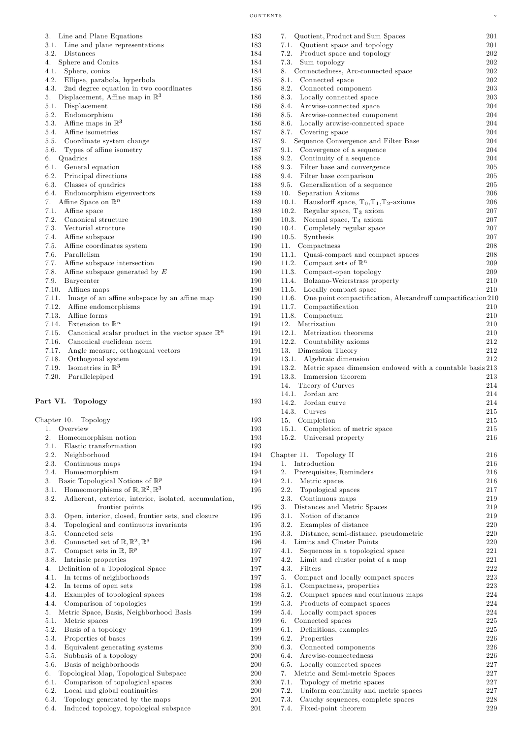3. Line and Plane Equations 183
3.1. Line and plane representations 183
3.2. Distances 184
4. Sphere and Conics 184
4.1. Sphere, conics 184
4.2. Ellipse, parabola, hyperbola 185
4.3. 2nd degree equation in two coordinates 186
5. Displacement, Affine map in $\mathbb{R}^3$ 186
5.1. Displacement 186
5.2. Endomorphism 186
5.3. Affine maps in $\mathbb{R}^3$ 186
5.4. Affine isometries 187
5.5. Coordinate system change 187
5.6. Types of affine isometry 187
6. Quadrics 188
6.1. General equation 188
6.2. Principal directions 188
6.3. Classes of quadrics 188
6.4. Endomorphism eigenvectors 189
7. Affine Space on $\mathbb{R}^n$ 189
7.1. Affine space 189
7.2. Canonical structure 190
7.3. Vectorial structure 190
7.4. Affine subspace 190
7.5. Affine coordinates system 190
7.6. Parallelism 190
7.7. Affine subspace intersection 190
7.8. Affine subspace generated by $E$ 190
7.9. Barycenter 190
7.10. Affines maps 190
7.11. Image of an affine subspace by an affine map 190
7.12. Affine endomorphisms 191
7.13. Affine forms 191
7.14. Extension to $\mathbb{R}^n$ 191
7.15. Canonical scalar product in the vector space $\mathbb{R}^n$ 191
7.16. Canonical euclidean norm 191
7.17. Angle measure, orthogonal vectors 191
7.18. Orthogonal system 191
7.19. Isometries in $\mathbb{R}^3$ 191
7.20. Parallelepiped 191

**Part VI. Topology** 193

Chapter 10. Topology 193
1. Overview 193
2. Homeomorphism notion 193
2.1. Elastic transformation 193
2.2. Neighborhood 194
2.3. Continuous maps 194
2.4. Homeomorphism 194
3. Basic Topological Notions of $\mathbb{R}^p$ 194
3.1. Homeomorphisms of $\mathbb{R}, \mathbb{R}^2, \mathbb{R}^3$ 195
3.2. Adherent, exterior, interior, isolated, accumulation, frontier points 195
3.3. Open, interior, closed, frontier sets, and closure 195
3.4. Topological and continuous invariants 195
3.5. Connected sets 195
3.6. Connected set of $\mathbb{R}, \mathbb{R}^2, \mathbb{R}^3$ 196
3.7. Compact sets in $\mathbb{R}$, $\mathbb{R}^p$ 197
3.8. Intrinsic properties 197
4. Definition of a Topological Space 197
4.1. In terms of neighborhoods 197
4.2. In terms of open sets 198
4.3. Examples of topological spaces 198
4.4. Comparison of topologies 199
5. Metric Space, Basis, Neighborhood Basis 199
5.1. Metric spaces 199
5.2. Basis of a topology 199
5.3. Properties of bases 199
5.4. Equivalent generating systems 200
5.5. Subbasis of a topology 200
5.6. Basis of neighborhoods 200
6. Topological Map, Topological Subspace 200
6.1. Comparison of topological spaces 200
6.2. Local and global continuities 200
6.3. Topology generated by the maps 201
6.4. Induced topology, topological subspace 201
7. Quotient, Product and Sum Spaces 201
7.1. Quotient space and topology 201
7.2. Product space and topology 202
7.3. Sum topology 202
8. Connectedness, Arc-connected space 202
8.1. Connected space 202
8.2. Connected component 203
8.3. Locally connected space 203
8.4. Arcwise-connected space 204
8.5. Arcwise-connected component 204
8.6. Locally arcwise-connected space 204
8.7. Covering space 204
9. Sequence Convergence and Filter Base 204
9.1. Convergence of a sequence 204
9.2. Continuity of a sequence 204
9.3. Filter base and convergence 205
9.4. Filter base comparison 205
9.5. Generalization of a sequence 205
10. Separation Axioms 206
10.1. Hausdorff space, $\mathrm{T}_0$,$\mathrm{T}_1$,$\mathrm{T}_2$-axioms 206
10.2. Regular space, $\mathrm{T}_3$ axiom 207
10.3. Normal space, $\mathrm{T}_4$ axiom 207
10.4. Completely regular space 207
10.5. Synthesis 207
11. Compactness 208
11.1. Quasi-compact and compact spaces 208
11.2. Compact sets of $\mathbb{R}^n$ 209
11.3. Compact-open topology 209
11.4. Bolzano-Weierstrass property 210
11.5. Locally compact space 210
11.6. One point compactification, Alexandroff compactification 210
11.7. Compactification 210
11.8. Compactum 210
12. Metrization 210
12.1. Metrization theorems 210
12.2. Countability axioms 212
13. Dimension Theory 212
13.1. Algebraic dimension 212
13.2. Metric space dimension endowed with a countable basis 213
13.3. Immersion theorem 213
14. Theory of Curves 214
14.1. Jordan arc 214
14.2. Jordan curve 214
14.3. Curves 215
15. Completion 215
15.1. Completion of metric space 215
15.2. Universal property 216

Chapter 11. Topology II 216
1. Introduction 216
2. Prerequisites, Reminders 216
2.1. Metric spaces 216
2.2. Topological spaces 217
2.3. Continuous maps 219
3. Distances and Metric Spaces 219
3.1. Notion of distance 219
3.2. Examples of distance 220
3.3. Distance, semi-distance, pseudometric 220
4. Limits and Cluster Points 220
4.1. Sequences in a topological space 221
4.2. Limit and cluster point of a map 221
4.3. Filters 222
5. Compact and locally compact spaces 223
5.1. Compactness, properties 223
5.2. Compact spaces and continuous maps 224
5.3. Products of compact spaces 224
5.4. Locally compact spaces 224
6. Connected spaces 225
6.1. Definitions, examples 225
6.2. Properties 226
6.3. Connected components 226
6.4. Arcwise-connectedness 226
6.5. Locally connected spaces 227
7. Metric and Semi-metric Spaces 227
7.1. Topology of metric spaces 227
7.2. Uniform continuity and metric spaces 227
7.3. Cauchy sequences, complete spaces 228
7.4. Fixed-point theorem 229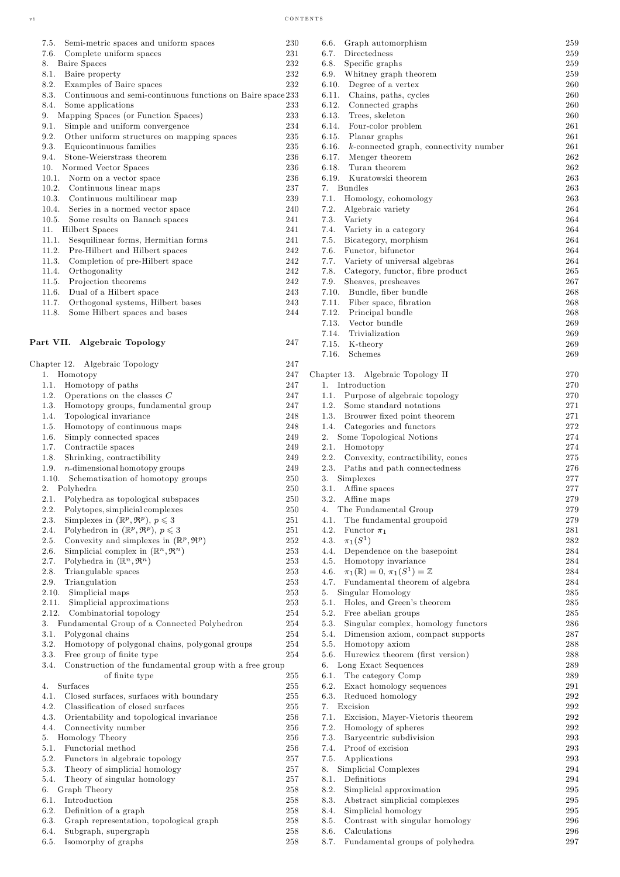7.5. Semi-metric spaces and uniform spaces 230
7.6. Complete uniform spaces 231
8. Baire Spaces 232
8.1. Baire property 232
8.2. Examples of Baire spaces 232
8.3. Continuous and semi-continuous functions on Baire space 233
8.4. Some applications 233
9. Mapping Spaces (or Function Spaces) 233
9.1. Simple and uniform convergence 234
9.2. Other uniform structures on mapping spaces 235
9.3. Equicontinuous families 235
9.4. Stone-Weierstrass theorem 236
10. Normed Vector Spaces 236
10.1. Norm on a vector space 236
10.2. Continuous linear maps 237
10.3. Continuous multilinear map 239
10.4. Series in a normed vector space 240
10.5. Some results on Banach spaces 241
11. Hilbert Spaces 241
11.1. Sesquilinear forms, Hermitian forms 241
11.2. Pre-Hilbert and Hilbert spaces 242
11.3. Completion of pre-Hilbert space 242
11.4. Orthogonality 242
11.5. Projection theorems 242
11.6. Dual of a Hilbert space 243
11.7. Orthogonal systems, Hilbert bases 243
11.8. Some Hilbert spaces and bases 244

**Part VII. Algebraic Topology** 247

Chapter 12. Algebraic Topology 247
1. Homotopy 247
1.1. Homotopy of paths 247
1.2. Operations on the classes $C$ 247
1.3. Homotopy groups, fundamental group 247
1.4. Topological invariance 248
1.5. Homotopy of continuous maps 248
1.6. Simply connected spaces 249
1.7. Contractile spaces 249
1.8. Shrinking, contractibility 249
1.9. $n$-dimensional homotopy groups 249
1.10. Schematization of homotopy groups 250
2. Polyhedra 250
2.1. Polyhedra as topological subspaces 250
2.2. Polytopes, simplicial complexes 250
2.3. Simplexes in $(\mathbb{R}^p, \mathfrak{R}^p)$, $p \leqslant 3$ 251
2.4. Polyhedron in $(\mathbb{R}^p, \mathfrak{R}^p)$, $p \leqslant 3$ 251
2.5. Convexity and simplexes in $(\mathbb{R}^p, \mathfrak{R}^p)$ 252
2.6. Simplicial complex in $(\mathbb{R}^n, \mathfrak{R}^n)$ 253
2.7. Polyhedra in $(\mathbb{R}^n, \mathfrak{R}^n)$ 253
2.8. Triangulable spaces 253
2.9. Triangulation 253
2.10. Simplicial maps 253
2.11. Simplicial approximations 253
2.12. Combinatorial topology 254
3. Fundamental Group of a Connected Polyhedron 254
3.1. Polygonal chains 254
3.2. Homotopy of polygonal chains, polygonal groups 254
3.3. Free group of finite type 254
3.4. Construction of the fundamental group with a free group of finite type 255
4. Surfaces 255
4.1. Closed surfaces, surfaces with boundary 255
4.2. Classification of closed surfaces 255
4.3. Orientability and topological invariance 256
4.4. Connectivity number 256
5. Homology Theory 256
5.1. Functorial method 256
5.2. Functors in algebraic topology 257
5.3. Theory of simplicial homology 257
5.4. Theory of singular homology 257
6. Graph Theory 258
6.1. Introduction 258
6.2. Definition of a graph 258
6.3. Graph representation, topological graph 258
6.4. Subgraph, supergraph 258
6.5. Isomorphy of graphs 258
6.6. Graph automorphism 259
6.7. Directedness 259
6.8. Specific graphs 259
6.9. Whitney graph theorem 259
6.10. Degree of a vertex 260
6.11. Chains, paths, cycles 260
6.12. Connected graphs 260
6.13. Trees, skeleton 260
6.14. Four-color problem 261
6.15. Planar graphs 261
6.16. $k$-connected graph, connectivity number 261
6.17. Menger theorem 262
6.18. Turan theorem 262
6.19. Kuratowski theorem 263
7. Bundles 263
7.1. Homology, cohomology 263
7.2. Algebraic variety 264
7.3. Variety 264
7.4. Variety in a category 264
7.5. Bicategory, morphism 264
7.6. Functor, bifunctor 264
7.7. Variety of universal algebras 264
7.8. Category, functor, fibre product 265
7.9. Sheaves, presheaves 267
7.10. Bundle, fiber bundle 268
7.11. Fiber space, fibration 268
7.12. Principal bundle 268
7.13. Vector bundle 269
7.14. Trivialization 269
7.15. K-theory 269
7.16. Schemes 269

Chapter 13. Algebraic Topology II 270
1. Introduction 270
1.1. Purpose of algebraic topology 270
1.2. Some standard notations 271
1.3. Brouwer fixed point theorem 271
1.4. Categories and functors 272
2. Some Topological Notions 274
2.1. Homotopy 274
2.2. Convexity, contractibility, cones 275
2.3. Paths and path connectedness 276
3. Simplexes 277
3.1. Affine spaces 277
3.2. Affine maps 279
4. The Fundamental Group 279
4.1. The fundamental groupoid 279
4.2. Functor $\pi_1$ 281
4.3. $\pi_1(S^1)$ 282
4.4. Dependence on the basepoint 284
4.5. Homotopy invariance 284
4.6. $\pi_1(\mathbb{R}) = 0$, $\pi_1(S^1) = \mathbb{Z}$ 284
4.7. Fundamental theorem of algebra 284
5. Singular Homology 285
5.1. Holes, and Green's theorem 285
5.2. Free abelian groups 285
5.3. Singular complex, homology functors 286
5.4. Dimension axiom, compact supports 287
5.5. Homotopy axiom 288
5.6. Hurewicz theorem (first version) 288
6. Long Exact Sequences 289
6.1. The category Comp 289
6.2. Exact homology sequences 291
6.3. Reduced homology 292
7. Excision 292
7.1. Excision, Mayer-Vietoris theorem 292
7.2. Homology of spheres 292
7.3. Barycentric subdivision 293
7.4. Proof of excision 293
7.5. Applications 293
8. Simplicial Complexes 294
8.1. Definitions 294
8.2. Simplicial approximation 295
8.3. Abstract simplicial complexes 295
8.4. Simplicial homology 295
8.5. Contrast with singular homology 296
8.6. Calculations 296
8.7. Fundamental groups of polyhedra 297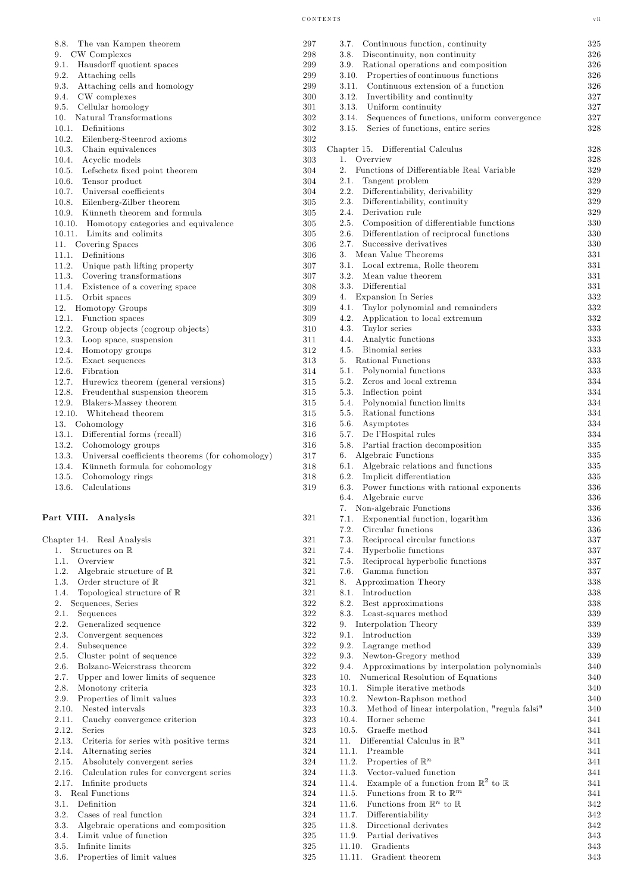8.8. The van Kampen theorem 297
9. CW Complexes 298
9.1. Hausdorff quotient spaces 299
9.2. Attaching cells 299
9.3. Attaching cells and homology 299
9.4. CW complexes 300
9.5. Cellular homology 301
10. Natural Transformations 302
10.1. Definitions 302
10.2. Eilenberg-Steenrod axioms 302
10.3. Chain equivalences 303
10.4. Acyclic models 303
10.5. Lefschetz fixed point theorem 304
10.6. Tensor product 304
10.7. Universal coefficients 304
10.8. Eilenberg-Zilber theorem 305
10.9. Künneth theorem and formula 305
10.10. Homotopy categories and equivalence 305
10.11. Limits and colimits 305
11. Covering Spaces 306
11.1. Definitions 306
11.2. Unique path lifting property 307
11.3. Covering transformations 307
11.4. Existence of a covering space 308
11.5. Orbit spaces 309
12. Homotopy Groups 309
12.1. Function spaces 309
12.2. Group objects (cogroup objects) 310
12.3. Loop space, suspension 311
12.4. Homotopy groups 312
12.5. Exact sequences 313
12.6. Fibration 314
12.7. Hurewicz theorem (general versions) 315
12.8. Freudenthal suspension theorem 315
12.9. Blakers-Massey theorem 315
12.10. Whitehead theorem 315
13. Cohomology 316
13.1. Differential forms (recall) 316
13.2. Cohomology groups 316
13.3. Universal coefficients theorems (for cohomology) 317
13.4. Künneth formula for cohomology 318
13.5. Cohomology rings 318
13.6. Calculations 319

**Part VIII. Analysis** 321

Chapter 14. Real Analysis 321
1. Structures on $\mathbb{R}$ 321
1.1. Overview 321
1.2. Algebraic structure of $\mathbb{R}$ 321
1.3. Order structure of $\mathbb{R}$ 321
1.4. Topological structure of $\mathbb{R}$ 321
2. Sequences, Series 322
2.1. Sequences 322
2.2. Generalized sequence 322
2.3. Convergent sequences 322
2.4. Subsequence 322
2.5. Cluster point of sequence 322
2.6. Bolzano-Weierstrass theorem 322
2.7. Upper and lower limits of sequence 323
2.8. Monotony criteria 323
2.9. Properties of limit values 323
2.10. Nested intervals 323
2.11. Cauchy convergence criterion 323
2.12. Series 323
2.13. Criteria for series with positive terms 324
2.14. Alternating series 324
2.15. Absolutely convergent series 324
2.16. Calculation rules for convergent series 324
2.17. Infinite products 324
3. Real Functions 324
3.1. Definition 324
3.2. Cases of real function 324
3.3. Algebraic operations and composition 325
3.4. Limit value of function 325
3.5. Infinite limits 325
3.6. Properties of limit values 325
3.7. Continuous function, continuity 325
3.8. Discontinuity, non continuity 326
3.9. Rational operations and composition 326
3.10. Properties of continuous functions 326
3.11. Continuous extension of a function 326
3.12. Invertibility and continuity 327
3.13. Uniform continuity 327
3.14. Sequences of functions, uniform convergence 327
3.15. Series of functions, entire series 328

Chapter 15. Differential Calculus 328
1. Overview 328
2. Functions of Differentiable Real Variable 329
2.1. Tangent problem 329
2.2. Differentiability, derivability 329
2.3. Differentiability, continuity 329
2.4. Derivation rule 329
2.5. Composition of differentiable functions 330
2.6. Differentiation of reciprocal functions 330
2.7. Successive derivatives 330
3. Mean Value Theorems 331
3.1. Local extrema, Rolle theorem 331
3.2. Mean value theorem 331
3.3. Differential 331
4. Expansion In Series 332
4.1. Taylor polynomial and remainders 332
4.2. Application to local extremum 332
4.3. Taylor series 333
4.4. Analytic functions 333
4.5. Binomial series 333
5. Rational Functions 333
5.1. Polynomial functions 333
5.2. Zeros and local extrema 334
5.3. Inflection point 334
5.4. Polynomial function limits 334
5.5. Rational functions 334
5.6. Asymptotes 334
5.7. De l'Hospital rules 334
5.8. Partial fraction decomposition 335
6. Algebraic Functions 335
6.1. Algebraic relations and functions 335
6.2. Implicit differentiation 335
6.3. Power functions with rational exponents 336
6.4. Algebraic curve 336
7. Non-algebraic Functions 336
7.1. Exponential function, logarithm 336
7.2. Circular functions 336
7.3. Reciprocal circular functions 337
7.4. Hyperbolic functions 337
7.5. Reciprocal hyperbolic functions 337
7.6. Gamma function 337
8. Approximation Theory 338
8.1. Introduction 338
8.2. Best approximations 338
8.3. Least-squares method 339
9. Interpolation Theory 339
9.1. Introduction 339
9.2. Lagrange method 339
9.3. Newton-Gregory method 339
9.4. Approximations by interpolation polynomials 340
10. Numerical Resolution of Equations 340
10.1. Simple iterative methods 340
10.2. Newton-Raphson method 340
10.3. Method of linear interpolation, "regula falsi" 340
10.4. Horner scheme 341
10.5. Graeffe method 341
11. Differential Calculus in $\mathbb{R}^n$ 341
11.1. Preamble 341
11.2. Properties of $\mathbb{R}^n$ 341
11.3. Vector-valued function 341
11.4. Example of a function from $\mathbb{R}^2$ to $\mathbb{R}$ 341
11.5. Functions from $\mathbb{R}$ to $\mathbb{R}^m$ 341
11.6. Functions from $\mathbb{R}^n$ to $\mathbb{R}$ 342
11.7. Differentiability 342
11.8. Directional derivates 342
11.9. Partial derivatives 343
11.10. Gradients 343
11.11. Gradient theorem 343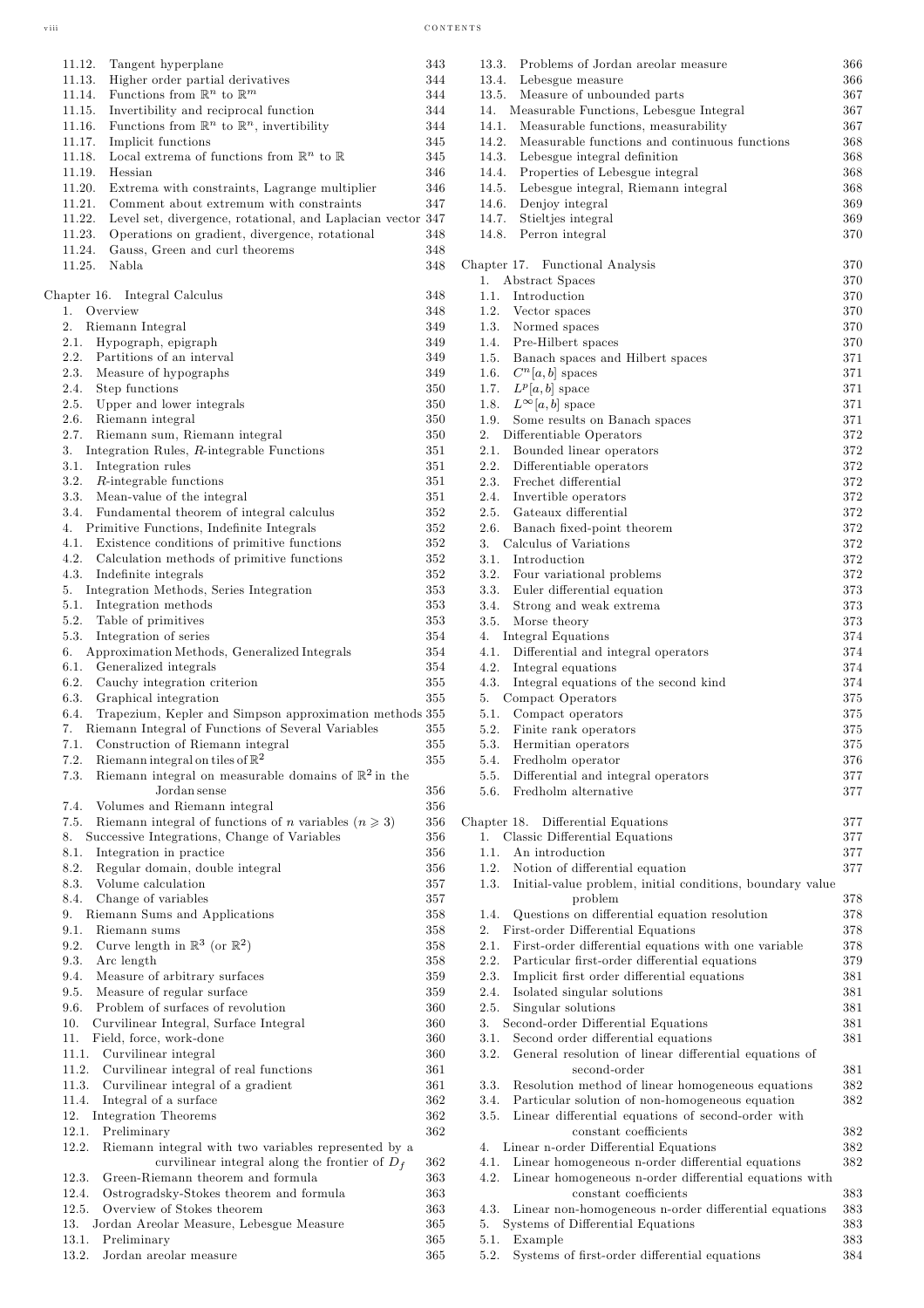11.12. Tangent hyperplane 343
11.13. Higher order partial derivatives 344
11.14. Functions from $\mathbb{R}^n$ to $\mathbb{R}^m$ 344
11.15. Invertibility and reciprocal function 344
11.16. Functions from $\mathbb{R}^n$ to $\mathbb{R}^n$, invertibility 344
11.17. Implicit functions 345
11.18. Local extrema of functions from $\mathbb{R}^n$ to $\mathbb{R}$ 345
11.19. Hessian 346
11.20. Extrema with constraints, Lagrange multiplier 346
11.21. Comment about extremum with constraints 347
11.22. Level set, divergence, rotational, and Laplacian vector 347
11.23. Operations on gradient, divergence, rotational 348
11.24. Gauss, Green and curl theorems 348
11.25. Nabla 348

Chapter 16. Integral Calculus 348
1. Overview 348
2. Riemann Integral 349
2.1. Hypograph, epigraph 349
2.2. Partitions of an interval 349
2.3. Measure of hypographs 349
2.4. Step functions 350
2.5. Upper and lower integrals 350
2.6. Riemann integral 350
2.7. Riemann sum, Riemann integral 350
3. Integration Rules, $R$-integrable Functions 351
3.1. Integration rules 351
3.2. $R$-integrable functions 351
3.3. Mean-value of the integral 351
3.4. Fundamental theorem of integral calculus 352
4. Primitive Functions, Indefinite Integrals 352
4.1. Existence conditions of primitive functions 352
4.2. Calculation methods of primitive functions 352
4.3. Indefinite integrals 352
5. Integration Methods, Series Integration 353
5.1. Integration methods 353
5.2. Table of primitives 353
5.3. Integration of series 354
6. Approximation Methods, Generalized Integrals 354
6.1. Generalized integrals 354
6.2. Cauchy integration criterion 355
6.3. Graphical integration 355
6.4. Trapezium, Kepler and Simpson approximation methods 355
7. Riemann Integral of Functions of Several Variables 355
7.1. Construction of Riemann integral 355
7.2. Riemann integral on tiles of $\mathbb{R}^2$ 355
7.3. Riemann integral on measurable domains of $\mathbb{R}^2$ in the Jordan sense 356
7.4. Volumes and Riemann integral 356
7.5. Riemann integral of functions of $n$ variables ($n \geqslant 3$) 356
8. Successive Integrations, Change of Variables 356
8.1. Integration in practice 356
8.2. Regular domain, double integral 356
8.3. Volume calculation 357
8.4. Change of variables 357
9. Riemann Sums and Applications 358
9.1. Riemann sums 358
9.2. Curve length in $\mathbb{R}^3$ (or $\mathbb{R}^2$) 358
9.3. Arc length 358
9.4. Measure of arbitrary surfaces 359
9.5. Measure of regular surface 359
9.6. Problem of surfaces of revolution 360
10. Curvilinear Integral, Surface Integral 360
11. Field, force, work-done 360
11.1. Curvilinear integral 360
11.2. Curvilinear integral of real functions 361
11.3. Curvilinear integral of a gradient 361
11.4. Integral of a surface 362
12. Integration Theorems 362
12.1. Preliminary 362
12.2. Riemann integral with two variables represented by a curvilinear integral along the frontier of $D_f$ 362
12.3. Green-Riemann theorem and formula 363
12.4. Ostrogradsky-Stokes theorem and formula 363
12.5. Overview of Stokes theorem 363
13. Jordan Areolar Measure, Lebesgue Measure 365
13.1. Preliminary 365
13.2. Jordan areolar measure 365
13.3. Problems of Jordan areolar measure 366
13.4. Lebesgue measure 366
13.5. Measure of unbounded parts 367
14. Measurable Functions, Lebesgue Integral 367
14.1. Measurable functions, measurability 367
14.2. Measurable functions and continuous functions 368
14.3. Lebesgue integral definition 368
14.4. Properties of Lebesgue integral 368
14.5. Lebesgue integral, Riemann integral 368
14.6. Denjoy integral 369
14.7. Stieltjes integral 369
14.8. Perron integral 370

Chapter 17. Functional Analysis 370
1. Abstract Spaces 370
1.1. Introduction 370
1.2. Vector spaces 370
1.3. Normed spaces 370
1.4. Pre-Hilbert spaces 370
1.5. Banach spaces and Hilbert spaces 371
1.6. $C^n[a, b]$ spaces 371
1.7. $L^p[a, b]$ space 371
1.8. $L^\infty[a, b]$ space 371
1.9. Some results on Banach spaces 371
2. Differentiable Operators 372
2.1. Bounded linear operators 372
2.2. Differentiable operators 372
2.3. Frechet differential 372
2.4. Invertible operators 372
2.5. Gateaux differential 372
2.6. Banach fixed-point theorem 372
3. Calculus of Variations 372
3.1. Introduction 372
3.2. Four variational problems 372
3.3. Euler differential equation 373
3.4. Strong and weak extrema 373
3.5. Morse theory 373
4. Integral Equations 374
4.1. Differential and integral operators 374
4.2. Integral equations 374
4.3. Integral equations of the second kind 374
5. Compact Operators 375
5.1. Compact operators 375
5.2. Finite rank operators 375
5.3. Hermitian operators 375
5.4. Fredholm operator 376
5.5. Differential and integral operators 377
5.6. Fredholm alternative 377

Chapter 18. Differential Equations 377
1. Classic Differential Equations 377
1.1. An introduction 377
1.2. Notion of differential equation 377
1.3. Initial-value problem, initial conditions, boundary value problem 378
1.4. Questions on differential equation resolution 378
2. First-order Differential Equations 378
2.1. First-order differential equations with one variable 378
2.2. Particular first-order differential equations 379
2.3. Implicit first order differential equations 381
2.4. Isolated singular solutions 381
2.5. Singular solutions 381
3. Second-order Differential Equations 381
3.1. Second order differential equations 381
3.2. General resolution of linear differential equations of second-order 381
3.3. Resolution method of linear homogeneous equations 382
3.4. Particular solution of non-homogeneous equation 382
3.5. Linear differential equations of second-order with constant coefficients 382
4. Linear n-order Differential Equations 382
4.1. Linear homogeneous n-order differential equations 382
4.2. Linear homogeneous n-order differential equations with constant coefficients 383
4.3. Linear non-homogeneous n-order differential equations 383
5. Systems of Differential Equations 383
5.1. Example 383
5.2. Systems of first-order differential equations 384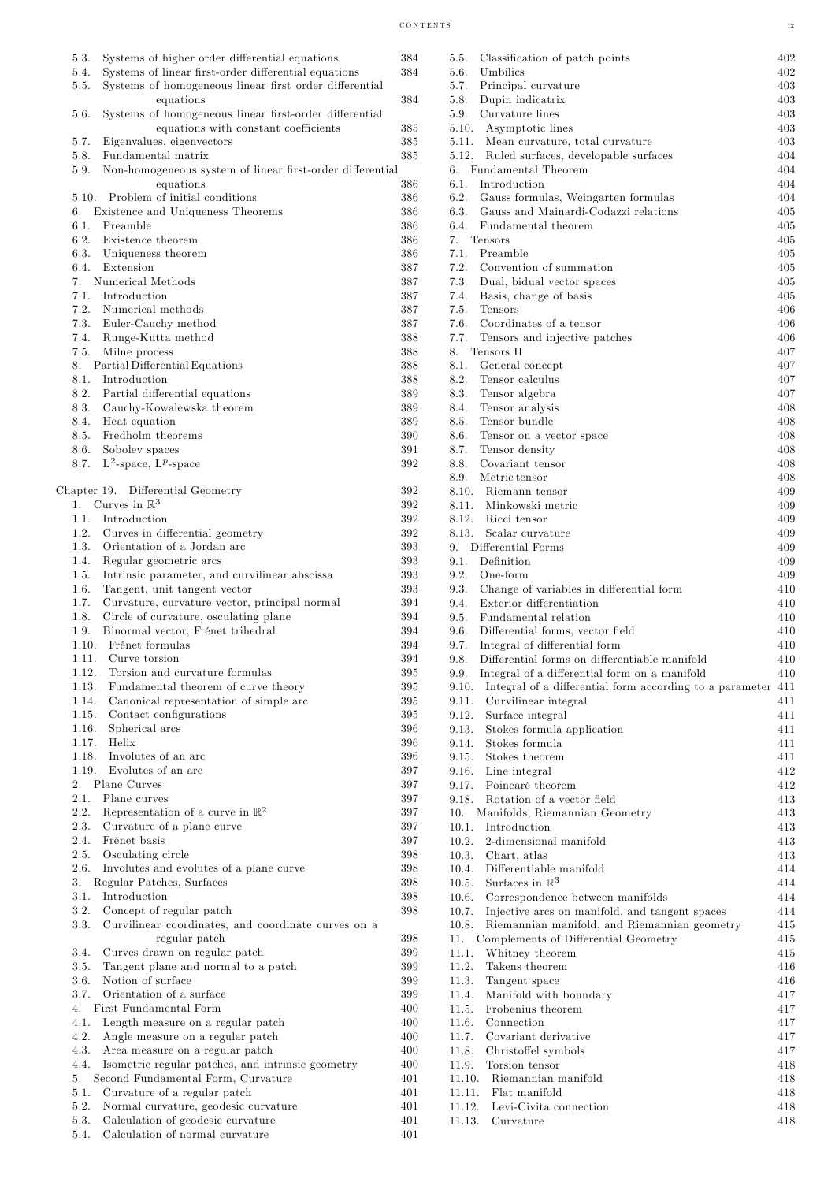5.3. Systems of higher order differential equations 384
5.4. Systems of linear first-order differential equations 384
5.5. Systems of homogeneous linear first order differential equations 384
5.6. Systems of homogeneous linear first-order differential equations with constant coefficients 385
5.7. Eigenvalues, eigenvectors 385
5.8. Fundamental matrix 385
5.9. Non-homogeneous system of linear first-order differential equations 386
5.10. Problem of initial conditions 386
6. Existence and Uniqueness Theorems 386
6.1. Preamble 386
6.2. Existence theorem 386
6.3. Uniqueness theorem 386
6.4. Extension 387
7. Numerical Methods 387
7.1. Introduction 387
7.2. Numerical methods 387
7.3. Euler-Cauchy method 387
7.4. Runge-Kutta method 388
7.5. Milne process 388
8. Partial Differential Equations 388
8.1. Introduction 388
8.2. Partial differential equations 389
8.3. Cauchy-Kowalewska theorem 389
8.4. Heat equation 389
8.5. Fredholm theorems 390
8.6. Sobolev spaces 391
8.7. $L^2$-space, $L^p$-space 392

Chapter 19. Differential Geometry 392
1. Curves in $\mathbb{R}^3$ 392
1.1. Introduction 392
1.2. Curves in differential geometry 392
1.3. Orientation of a Jordan arc 393
1.4. Regular geometric arcs 393
1.5. Intrinsic parameter, and curvilinear abscissa 393
1.6. Tangent, unit tangent vector 393
1.7. Curvature, curvature vector, principal normal 394
1.8. Circle of curvature, osculating plane 394
1.9. Binormal vector, Frénet trihedral 394
1.10. Frénet formulas 394
1.11. Curve torsion 394
1.12. Torsion and curvature formulas 395
1.13. Fundamental theorem of curve theory 395
1.14. Canonical representation of simple arc 395
1.15. Contact configurations 395
1.16. Spherical arcs 396
1.17. Helix 396
1.18. Involutes of an arc 396
1.19. Evolutes of an arc 397
2. Plane Curves 397
2.1. Plane curves 397
2.2. Representation of a curve in $\mathbb{R}^2$ 397
2.3. Curvature of a plane curve 397
2.4. Frénet basis 397
2.5. Osculating circle 398
2.6. Involutes and evolutes of a plane curve 398
3. Regular Patches, Surfaces 398
3.1. Introduction 398
3.2. Concept of regular patch 398
3.3. Curvilinear coordinates, and coordinate curves on a regular patch 398
3.4. Curves drawn on regular patch 399
3.5. Tangent plane and normal to a patch 399
3.6. Notion of surface 399
3.7. Orientation of a surface 399
4. First Fundamental Form 400
4.1. Length measure on a regular patch 400
4.2. Angle measure on a regular patch 400
4.3. Area measure on a regular patch 400
4.4. Isometric regular patches, and intrinsic geometry 400
5. Second Fundamental Form, Curvature 401
5.1. Curvature of a regular patch 401
5.2. Normal curvature, geodesic curvature 401
5.3. Calculation of geodesic curvature 401
5.4. Calculation of normal curvature 401
5.5. Classification of patch points 402
5.6. Umbilics 402
5.7. Principal curvature 403
5.8. Dupin indicatrix 403
5.9. Curvature lines 403
5.10. Asymptotic lines 403
5.11. Mean curvature, total curvature 403
5.12. Ruled surfaces, developable surfaces 404
6. Fundamental Theorem 404
6.1. Introduction 404
6.2. Gauss formulas, Weingarten formulas 404
6.3. Gauss and Mainardi-Codazzi relations 405
6.4. Fundamental theorem 405
7. Tensors 405
7.1. Preamble 405
7.2. Convention of summation 405
7.3. Dual, bidual vector spaces 405
7.4. Basis, change of basis 405
7.5. Tensors 406
7.6. Coordinates of a tensor 406
7.7. Tensors and injective patches 406
8. Tensors II 407
8.1. General concept 407
8.2. Tensor calculus 407
8.3. Tensor algebra 407
8.4. Tensor analysis 408
8.5. Tensor bundle 408
8.6. Tensor on a vector space 408
8.7. Tensor density 408
8.8. Covariant tensor 408
8.9. Metric tensor 408
8.10. Riemann tensor 409
8.11. Minkowski metric 409
8.12. Ricci tensor 409
8.13. Scalar curvature 409
9. Differential Forms 409
9.1. Definition 409
9.2. One-form 409
9.3. Change of variables in differential form 410
9.4. Exterior differentiation 410
9.5. Fundamental relation 410
9.6. Differential forms, vector field 410
9.7. Integral of differential form 410
9.8. Differential forms on differentiable manifold 410
9.9. Integral of a differential form on a manifold 410
9.10. Integral of a differential form according to a parameter 411
9.11. Curvilinear integral 411
9.12. Surface integral 411
9.13. Stokes formula application 411
9.14. Stokes formula 411
9.15. Stokes theorem 411
9.16. Line integral 412
9.17. Poincaré theorem 412
9.18. Rotation of a vector field 413
10. Manifolds, Riemannian Geometry 413
10.1. Introduction 413
10.2. 2-dimensional manifold 413
10.3. Chart, atlas 413
10.4. Differentiable manifold 414
10.5. Surfaces in $\mathbb{R}^3$ 414
10.6. Correspondence between manifolds 414
10.7. Injective arcs on manifold, and tangent spaces 414
10.8. Riemannian manifold, and Riemannian geometry 415
11. Complements of Differential Geometry 415
11.1. Whitney theorem 415
11.2. Takens theorem 416
11.3. Tangent space 416
11.4. Manifold with boundary 417
11.5. Frobenius theorem 417
11.6. Connection 417
11.7. Covariant derivative 417
11.8. Christoffel symbols 417
11.9. Torsion tensor 418
11.10. Riemannian manifold 418
11.11. Flat manifold 418
11.12. Levi-Civita connection 418
11.13. Curvature 418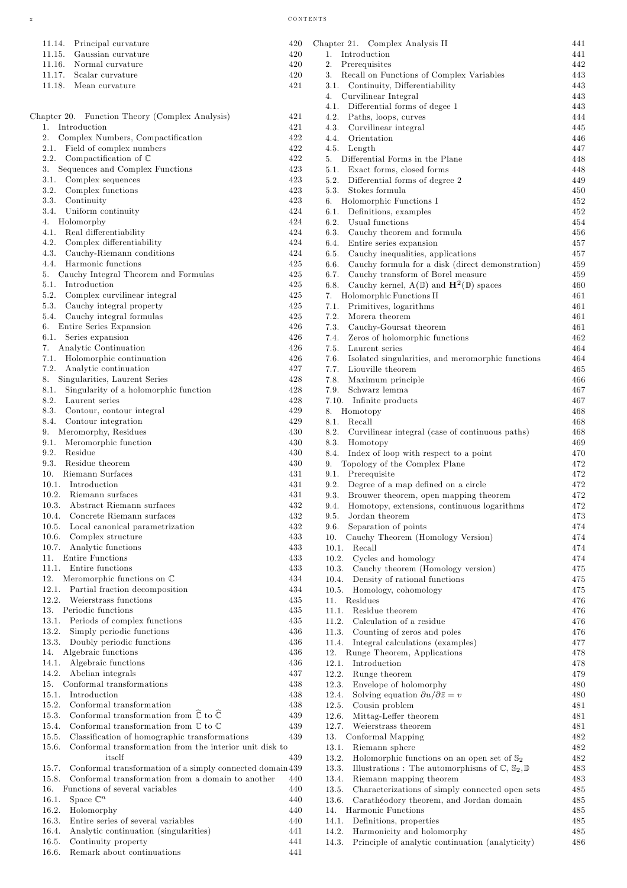11.14. Principal curvature 420
11.15. Gaussian curvature 420
11.16. Normal curvature 420
11.17. Scalar curvature 420
11.18. Mean curvature 421

Chapter 20. Function Theory (Complex Analysis) 421
1. Introduction 421
2. Complex Numbers, Compactification 422
2.1. Field of complex numbers 422
2.2. Compactification of $\mathbb{C}$ 422
3. Sequences and Complex Functions 423
3.1. Complex sequences 423
3.2. Complex functions 423
3.3. Continuity 423
3.4. Uniform continuity 424
4. Holomorphy 424
4.1. Real differentiability 424
4.2. Complex differentiability 424
4.3. Cauchy-Riemann conditions 424
4.4. Harmonic functions 425
5. Cauchy Integral Theorem and Formulas 425
5.1. Introduction 425
5.2. Complex curvilinear integral 425
5.3. Cauchy integral property 425
5.4. Cauchy integral formulas 425
6. Entire Series Expansion 426
6.1. Series expansion 426
7. Analytic Continuation 426
7.1. Holomorphic continuation 426
7.2. Analytic continuation 427
8. Singularities, Laurent Series 428
8.1. Singularity of a holomorphic function 428
8.2. Laurent series 428
8.3. Contour, contour integral 429
8.4. Contour integration 429
9. Meromorphy, Residues 430
9.1. Meromorphic function 430
9.2. Residue 430
9.3. Residue theorem 430
10. Riemann Surfaces 431
10.1. Introduction 431
10.2. Riemann surfaces 431
10.3. Abstract Riemann surfaces 432
10.4. Concrete Riemann surfaces 432
10.5. Local canonical parametrization 432
10.6. Complex structure 433
10.7. Analytic functions 433
11. Entire Functions 433
11.1. Entire functions 433
12. Meromorphic functions on $\mathbb{C}$ 434
12.1. Partial fraction decomposition 434
12.2. Weierstrass functions 435
13. Periodic functions 435
13.1. Periods of complex functions 435
13.2. Simply periodic functions 436
13.3. Doubly periodic functions 436
14. Algebraic functions 436
14.1. Algebraic functions 436
14.2. Abelian integrals 437
15. Conformal transformations 438
15.1. Introduction 438
15.2. Conformal transformation 438
15.3. Conformal transformation from $\widehat{\mathbb{C}}$ to $\widehat{\mathbb{C}}$ 439
15.4. Conformal transformation from $\mathbb{C}$ to $\mathbb{C}$ 439
15.5. Classification of homographic transformations 439
15.6. Conformal transformation from the interior unit disk to itself 439
15.7. Conformal transformation of a simply connected domain 439
15.8. Conformal transformation from a domain to another 440
16. Functions of several variables 440
16.1. Space $\mathbb{C}^n$ 440
16.2. Holomorphy 440
16.3. Entire series of several variables 440
16.4. Analytic continuation (singularities) 441
16.5. Continuity property 441
16.6. Remark about continuations 441

Chapter 21. Complex Analysis II 441
1. Introduction 441
2. Prerequisites 442
3. Recall on Functions of Complex Variables 443
3.1. Continuity, Differentiability 443
4. Curvilinear Integral 443
4.1. Differential forms of degee 1 443
4.2. Paths, loops, curves 444
4.3. Curvilinear integral 445
4.4. Orientation 446
4.5. Length 447
5. Differential Forms in the Plane 448
5.1. Exact forms, closed forms 448
5.2. Differential forms of degree 2 449
5.3. Stokes formula 450
6. Holomorphic Functions I 452
6.1. Definitions, examples 452
6.2. Usual functions 454
6.3. Cauchy theorem and formula 456
6.4. Entire series expansion 457
6.5. Cauchy inequalities, applications 457
6.6. Cauchy formula for a disk (direct demonstration) 459
6.7. Cauchy transform of Borel measure 459
6.8. Cauchy kernel, $\mathrm{A}(\mathbb{D})$ and $\mathbf{H}^2(\mathbb{D})$ spaces 460
7. Holomorphic Functions II 461
7.1. Primitives, logarithms 461
7.2. Morera theorem 461
7.3. Cauchy-Goursat theorem 461
7.4. Zeros of holomorphic functions 462
7.5. Laurent series 464
7.6. Isolated singularities, and meromorphic functions 464
7.7. Liouville theorem 465
7.8. Maximum principle 466
7.9. Schwarz lemma 467
7.10. Infinite products 467
8. Homotopy 468
8.1. Recall 468
8.2. Curvilinear integral (case of continuous paths) 468
8.3. Homotopy 469
8.4. Index of loop with respect to a point 470
9. Topology of the Complex Plane 472
9.1. Prerequisite 472
9.2. Degree of a map defined on a circle 472
9.3. Brouwer theorem, open mapping theorem 472
9.4. Homotopy, extensions, continuous logarithms 472
9.5. Jordan theorem 473
9.6. Separation of points 474
10. Cauchy Theorem (Homology Version) 474
10.1. Recall 474
10.2. Cycles and homology 474
10.3. Cauchy theorem (Homology version) 475
10.4. Density of rational functions 475
10.5. Homology, cohomology 475
11. Residues 476
11.1. Residue theorem 476
11.2. Calculation of a residue 476
11.3. Counting of zeros and poles 476
11.4. Integral calculations (examples) 477
12. Runge Theorem, Applications 478
12.1. Introduction 478
12.2. Runge theorem 479
12.3. Envelope of holomorphy 480
12.4. Solving equation $\partial u/\partial \bar{z} = v$ 480
12.5. Cousin problem 481
12.6. Mittag-Leffer theorem 481
12.7. Weierstrass theorem 481
13. Conformal Mapping 482
13.1. Riemann sphere 482
13.2. Holomorphic functions on an open set of $\mathbb{S}_2$ 482
13.3. Illustrations : The automorphisms of $\mathbb{C}$, $\mathbb{S}_2$, $\mathbb{D}$ 483
13.4. Riemann mapping theorem 483
13.5. Characterizations of simply connected open sets 485
13.6. Carathéodory theorem, and Jordan domain 485
14. Harmonic Functions 485
14.1. Definitions, properties 485
14.2. Harmonicity and holomorphy 485
14.3. Principle of analytic continuation (analyticity) 486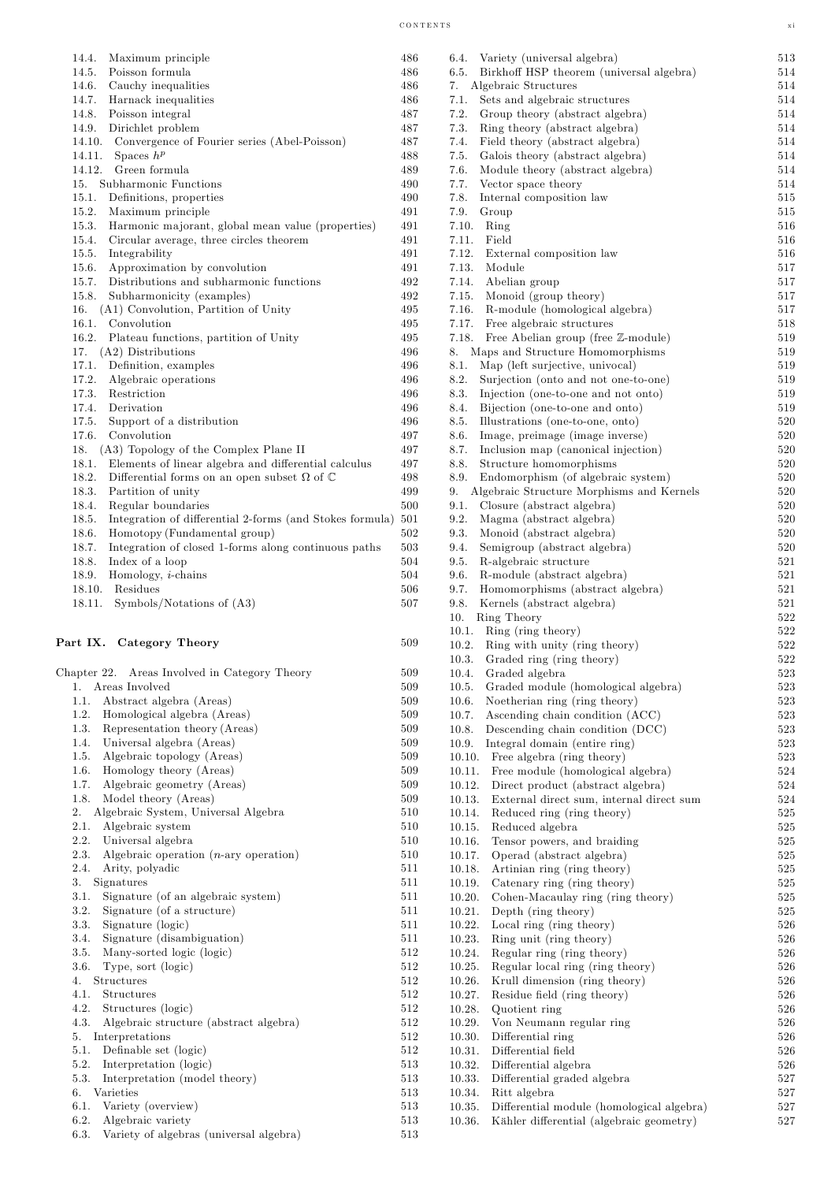14.4. Maximum principle 486
14.5. Poisson formula 486
14.6. Cauchy inequalities 486
14.7. Harnack inequalities 486
14.8. Poisson integral 487
14.9. Dirichlet problem 487
14.10. Convergence of Fourier series (Abel-Poisson) 487
14.11. Spaces $h^p$ 488
14.12. Green formula 489
15. Subharmonic Functions 490
15.1. Definitions, properties 490
15.2. Maximum principle 491
15.3. Harmonic majorant, global mean value (properties) 491
15.4. Circular average, three circles theorem 491
15.5. Integrability 491
15.6. Approximation by convolution 491
15.7. Distributions and subharmonic functions 492
15.8. Subharmonicity (examples) 492
16. (A1) Convolution, Partition of Unity 495
16.1. Convolution 495
16.2. Plateau functions, partition of Unity 495
17. (A2) Distributions 496
17.1. Definition, examples 496
17.2. Algebraic operations 496
17.3. Restriction 496
17.4. Derivation 496
17.5. Support of a distribution 496
17.6. Convolution 497
18. (A3) Topology of the Complex Plane II 497
18.1. Elements of linear algebra and differential calculus 497
18.2. Differential forms on an open subset $\Omega$ of $\mathbb{C}$ 498
18.3. Partition of unity 499
18.4. Regular boundaries 500
18.5. Integration of differential 2-forms (and Stokes formula) 501
18.6. Homotopy (Fundamental group) 502
18.7. Integration of closed 1-forms along continuous paths 503
18.8. Index of a loop 504
18.9. Homology, $i$-chains 504
18.10. Residues 506
18.11. Symbols/Notations of (A3) 507

**Part IX. Category Theory** 509

Chapter 22. Areas Involved in Category Theory 509
1. Areas Involved 509
1.1. Abstract algebra (Areas) 509
1.2. Homological algebra (Areas) 509
1.3. Representation theory (Areas) 509
1.4. Universal algebra (Areas) 509
1.5. Algebraic topology (Areas) 509
1.6. Homology theory (Areas) 509
1.7. Algebraic geometry (Areas) 509
1.8. Model theory (Areas) 509
2. Algebraic System, Universal Algebra 510
2.1. Algebraic system 510
2.2. Universal algebra 510
2.3. Algebraic operation ($n$-ary operation) 510
2.4. Arity, polyadic 511
3. Signatures 511
3.1. Signature (of an algebraic system) 511
3.2. Signature (of a structure) 511
3.3. Signature (logic) 511
3.4. Signature (disambiguation) 511
3.5. Many-sorted logic (logic) 512
3.6. Type, sort (logic) 512
4. Structures 512
4.1. Structures 512
4.2. Structures (logic) 512
4.3. Algebraic structure (abstract algebra) 512
5. Interpretations 512
5.1. Definable set (logic) 512
5.2. Interpretation (logic) 513
5.3. Interpretation (model theory) 513
6. Varieties 513
6.1. Variety (overview) 513
6.2. Algebraic variety 513
6.3. Variety of algebras (universal algebra) 513
6.4. Variety (universal algebra) 513
6.5. Birkhoff HSP theorem (universal algebra) 514
7. Algebraic Structures 514
7.1. Sets and algebraic structures 514
7.2. Group theory (abstract algebra) 514
7.3. Ring theory (abstract algebra) 514
7.4. Field theory (abstract algebra) 514
7.5. Galois theory (abstract algebra) 514
7.6. Module theory (abstract algebra) 514
7.7. Vector space theory 514
7.8. Internal composition law 515
7.9. Group 515
7.10. Ring 516
7.11. Field 516
7.12. External composition law 516
7.13. Module 517
7.14. Abelian group 517
7.15. Monoid (group theory) 517
7.16. R-module (homological algebra) 517
7.17. Free algebraic structures 518
7.18. Free Abelian group (free $\mathbb{Z}$-module) 519
8. Maps and Structure Homomorphisms 519
8.1. Map (left surjective, univocal) 519
8.2. Surjection (onto and not one-to-one) 519
8.3. Injection (one-to-one and not onto) 519
8.4. Bijection (one-to-one and onto) 519
8.5. Illustrations (one-to-one, onto) 520
8.6. Image, preimage (image inverse) 520
8.7. Inclusion map (canonical injection) 520
8.8. Structure homomorphisms 520
8.9. Endomorphism (of algebraic system) 520
9. Algebraic Structure Morphisms and Kernels 520
9.1. Closure (abstract algebra) 520
9.2. Magma (abstract algebra) 520
9.3. Monoid (abstract algebra) 520
9.4. Semigroup (abstract algebra) 520
9.5. R-algebraic structure 521
9.6. R-module (abstract algebra) 521
9.7. Homomorphisms (abstract algebra) 521
9.8. Kernels (abstract algebra) 521
10. Ring Theory 522
10.1. Ring (ring theory) 522
10.2. Ring with unity (ring theory) 522
10.3. Graded ring (ring theory) 522
10.4. Graded algebra 523
10.5. Graded module (homological algebra) 523
10.6. Noetherian ring (ring theory) 523
10.7. Ascending chain condition (ACC) 523
10.8. Descending chain condition (DCC) 523
10.9. Integral domain (entire ring) 523
10.10. Free algebra (ring theory) 523
10.11. Free module (homological algebra) 524
10.12. Direct product (abstract algebra) 524
10.13. External direct sum, internal direct sum 524
10.14. Reduced ring (ring theory) 525
10.15. Reduced algebra 525
10.16. Tensor powers, and braiding 525
10.17. Operad (abstract algebra) 525
10.18. Artinian ring (ring theory) 525
10.19. Catenary ring (ring theory) 525
10.20. Cohen-Macaulay ring (ring theory) 525
10.21. Depth (ring theory) 525
10.22. Local ring (ring theory) 526
10.23. Ring unit (ring theory) 526
10.24. Regular ring (ring theory) 526
10.25. Regular local ring (ring theory) 526
10.26. Krull dimension (ring theory) 526
10.27. Residue field (ring theory) 526
10.28. Quotient ring 526
10.29. Von Neumann regular ring 526
10.30. Differential ring 526
10.31. Differential field 526
10.32. Differential algebra 526
10.33. Differential graded algebra 527
10.34. Ritt algebra 527
10.35. Differential module (homological algebra) 527
10.36. Kähler differential (algebraic geometry) 527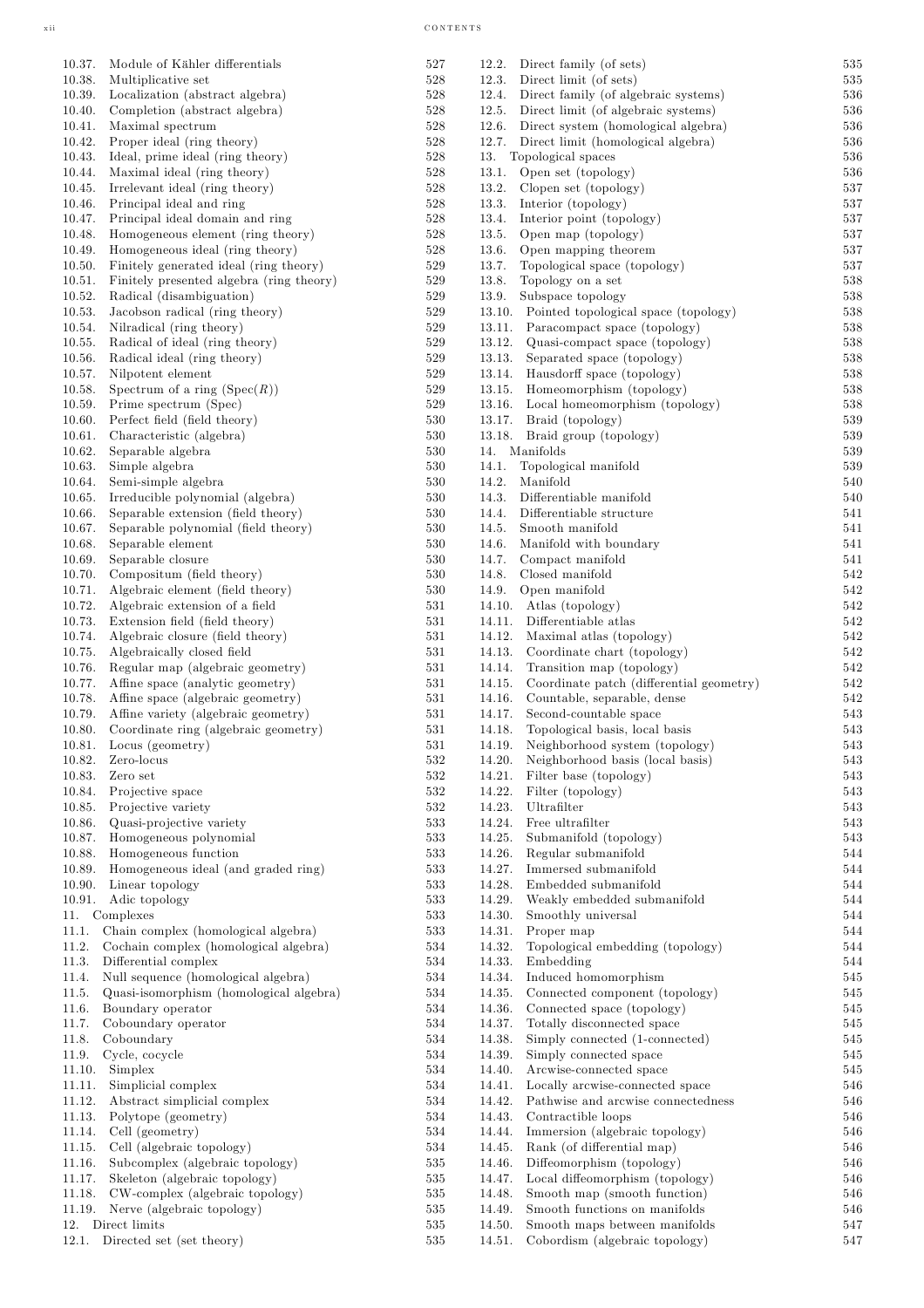10.37. Module of Kähler differentials 527
10.38. Multiplicative set 528
10.39. Localization (abstract algebra) 528
10.40. Completion (abstract algebra) 528
10.41. Maximal spectrum 528
10.42. Proper ideal (ring theory) 528
10.43. Ideal, prime ideal (ring theory) 528
10.44. Maximal ideal (ring theory) 528
10.45. Irrelevant ideal (ring theory) 528
10.46. Principal ideal (ring theory) 528
10.47. Principal ideal domain and ring 528
10.48. Homogeneous element (ring theory) 528
10.49. Homogeneous ideal (ring theory) 528
10.50. Finitely generated ideal (ring theory) 529
10.51. Finitely presented algebra (ring theory) 529
10.52. Radical (disambiguation) 529
10.53. Jacobson radical (ring theory) 529
10.54. Nilradical (ring theory) 529
10.55. Radical of ideal (ring theory) 529
10.56. Radical ideal (ring theory) 529
10.57. Nilpotent element 529
10.58. Spectrum of a ring ($\operatorname{Spec}(R)$) 529
10.59. Prime spectrum (Spec) 529
10.60. Perfect field (field theory) 530
10.61. Characteristic (algebra) 530
10.62. Separable algebra 530
10.63. Simple algebra 530
10.64. Semi-simple algebra 530
10.65. Irreducible polynomial (algebra) 530
10.66. Separable extension (field theory) 530
10.67. Separable polynomial (field theory) 530
10.68. Separable element 530
10.69. Separable closure 530
10.70. Compositum (field theory) 530
10.71. Algebraic element (field theory) 530
10.72. Algebraic extension of a field 531
10.73. Extension field (field theory) 531
10.74. Algebraic closure (field theory) 531
10.75. Algebraically closed field 531
10.76. Regular map (algebraic geometry) 531
10.77. Affine space (analytic geometry) 531
10.78. Affine space (algebraic geometry) 531
10.79. Affine variety (algebraic geometry) 531
10.80. Coordinate ring (algebraic geometry) 531
10.81. Locus (geometry) 531
10.82. Zero-locus 532
10.83. Zero set 532
10.84. Projective space 532
10.85. Projective variety 532
10.86. Quasi-projective variety 533
10.87. Homogeneous polynomial 533
10.88. Homogeneous function 533
10.89. Homogeneous ideal (and graded ring) 533
10.90. Linear topology 533
10.91. Adic topology 533
11. Complexes 533
11.1. Chain complex (homological algebra) 533
11.2. Cochain complex (homological algebra) 534
11.3. Differential complex 534
11.4. Null sequence (homological algebra) 534
11.5. Quasi-isomorphism (homological algebra) 534
11.6. Boundary operator 534
11.7. Coboundary operator 534
11.8. Coboundary 534
11.9. Cycle, cocycle 534
11.10. Simplex 534
11.11. Simplicial complex 534
11.12. Abstract simplicial complex 534
11.13. Polytope (geometry) 534
11.14. Cell (geometry) 534
11.15. Cell (algebraic topology) 534
11.16. Subcomplex (algebraic topology) 535
11.17. Skeleton (algebraic topology) 535
11.18. CW-complex (algebraic topology) 535
11.19. Nerve (algebraic topology) 535
12. Direct limits 535
12.1. Directed set (set theory) 535
12.2. Direct family (of sets) 535
12.3. Direct limit (of sets) 535
12.4. Direct family (of algebraic systems) 536
12.5. Direct limit (of algebraic systems) 536
12.6. Direct system (homological algebra) 536
12.7. Direct limit (homological algebra) 536
13. Topological spaces 536
13.1. Open set (topology) 536
13.2. Clopen set (topology) 537
13.3. Interior (topology) 537
13.4. Interior point (topology) 537
13.5. Open map (topology) 537
13.6. Open mapping theorem 537
13.7. Topological space (topology) 537
13.8. Topology on a set 538
13.9. Subspace topology 538
13.10. Pointed topological space (topology) 538
13.11. Paracompact space (topology) 538
13.12. Quasi-compact space (topology) 538
13.13. Separated space (topology) 538
13.14. Hausdorff space (topology) 538
13.15. Homeomorphism (topology) 538
13.16. Local homeomorphism (topology) 538
13.17. Braid (topology) 539
13.18. Braid group (topology) 539
14. Manifolds 539
14.1. Topological manifold 539
14.2. Manifold 540
14.3. Differentiable manifold 540
14.4. Differentiable structure 541
14.5. Smooth manifold 541
14.6. Manifold with boundary 541
14.7. Compact manifold 541
14.8. Closed manifold 542
14.9. Open manifold 542
14.10. Atlas (topology) 542
14.11. Differentiable atlas 542
14.12. Maximal atlas (topology) 542
14.13. Coordinate chart (topology) 542
14.14. Transition map (topology) 542
14.15. Coordinate patch (differential geometry) 542
14.16. Countable, separable, dense 542
14.17. Second-countable space 543
14.18. Topological basis, local basis 543
14.19. Neighborhood system (topology) 543
14.20. Neighborhood basis (local basis) 543
14.21. Filter base (topology) 543
14.22. Filter (topology) 543
14.23. Ultrafilter 543
14.24. Free ultrafilter 543
14.25. Submanifold (topology) 543
14.26. Regular submanifold 544
14.27. Immersed submanifold 544
14.28. Embedded submanifold 544
14.29. Weakly embedded submanifold 544
14.30. Smoothly universal 544
14.31. Proper map 544
14.32. Topological embedding (topology) 544
14.33. Embedding 544
14.34. Induced homomorphism 545
14.35. Connected component (topology) 545
14.36. Connected space (topology) 545
14.37. Totally disconnected space 545
14.38. Simply connected (1-connected) 545
14.39. Simply connected space 545
14.40. Arcwise-connected space 545
14.41. Locally arcwise-connected space 546
14.42. Pathwise and arcwise connectedness 546
14.43. Contractible loops 546
14.44. Immersion (algebraic topology) 546
14.45. Rank (of differential map) 546
14.46. Diffeomorphism (topology) 546
14.47. Local diffeomorphism (topology) 546
14.48. Smooth map (smooth function) 546
14.49. Smooth functions on manifolds 546
14.50. Smooth maps between manifolds 547
14.51. Cobordism (algebraic topology) 547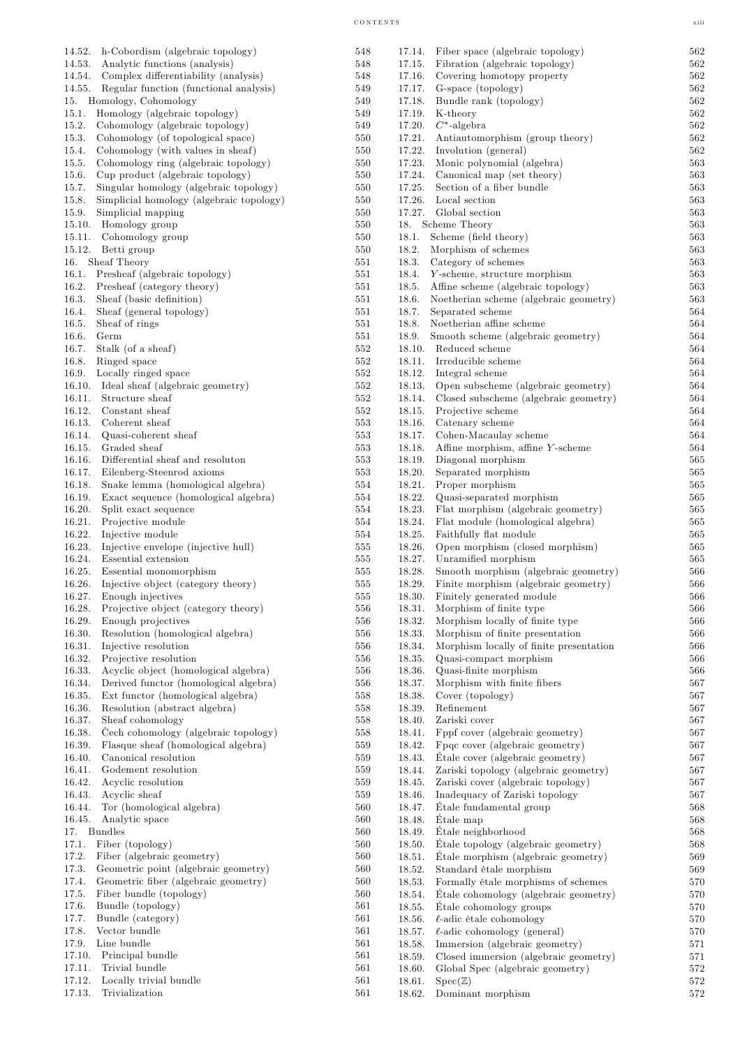14.52. h-Cobordism (algebraic topology) 548
14.53. Analytic functions (analysis) 548
14.54. Complex differentiability (analysis) 548
14.55. Regular function (functional analysis) 549
15. Homology, Cohomology 549
15.1. Homology (algebraic topology) 549
15.2. Cohomology (algebraic topology) 549
15.3. Cohomology (of topological space) 550
15.4. Cohomology (with values in sheaf) 550
15.5. Cohomology ring (algebraic topology) 550
15.6. Cup product (algebraic topology) 550
15.7. Singular homology (algebraic topology) 550
15.8. Simplicial homology (algebraic topology) 550
15.9. Simplicial mapping 550
15.10. Homology group 550
15.11. Cohomology group 550
15.12. Betti group 550
16. Sheaf Theory 551
16.1. Presheaf (algebraic topology) 551
16.2. Presheaf (category theory) 551
16.3. Sheaf (basic definition) 551
16.4. Sheaf (general topology) 551
16.5. Sheaf of rings 551
16.6. Germ 551
16.7. Stalk (of a sheaf) 552
16.8. Ringed space 552
16.9. Locally ringed space 552
16.10. Ideal sheaf (algebraic geometry) 552
16.11. Structure sheaf 552
16.12. Constant sheaf 552
16.13. Coherent sheaf 553
16.14. Quasi-coherent sheaf 553
16.15. Graded sheaf 553
16.16. Differential sheaf and resoluton 553
16.17. Eilenberg-Steenrod axioms 553
16.18. Snake lemma (homological algebra) 554
16.19. Exact sequence (homological algebra) 554
16.20. Split exact sequence 554
16.21. Projective module 554
16.22. Injective module 554
16.23. Injective envelope (injective hull) 555
16.24. Essential extension 555
16.25. Essential monomorphism 555
16.26. Injective object (category theory) 555
16.27. Enough injectives 555
16.28. Projective object (category theory) 556
16.29. Enough projectives 556
16.30. Resolution (homological algebra) 556
16.31. Injective resolution 556
16.32. Projective resolution 556
16.33. Acyclic object (homological algebra) 556
16.34. Derived functor (homological algebra) 556
16.35. Ext functor (homological algebra) 558
16.36. Resolution (abstract algebra) 558
16.37. Sheaf cohomology 558
16.38. Čech cohomology (algebraic topology) 558
16.39. Flasque sheaf (homological algebra) 559
16.40. Canonical resolution 559
16.41. Godement resolution 559
16.42. Acyclic resolution 559
16.43. Acyclic sheaf 559
16.44. Tor (homological algebra) 560
16.45. Analytic space 560
17. Bundles 560
17.1. Fiber (topology) 560
17.2. Fiber (algebraic geometry) 560
17.3. Geometric point (algebraic geometry) 560
17.4. Geometric fiber (algebraic geometry) 560
17.5. Fiber bundle (topology) 560
17.6. Bundle (topology) 561
17.7. Bundle (category) 561
17.8. Vector bundle 561
17.9. Line bundle 561
17.10. Principal bundle 561
17.11. Trivial bundle 561
17.12. Locally trivial bundle 561
17.13. Trivialization 561
17.14. Fiber space (algebraic topology) 562
17.15. Fibration (algebraic topology) 562
17.16. Covering homotopy property 562
17.17. G-space (topology) 562
17.18. Bundle rank (topology) 562
17.19. K-theory 562
17.20. $C^*$-algebra 562
17.21. Antiautomorphism (group theory) 562
17.22. Involution (general) 562
17.23. Monic polynomial (algebra) 563
17.24. Canonical map (set theory) 563
17.25. Section of a fiber bundle 563
17.26. Local section 563
17.27. Global section 563
18. Scheme Theory 563
18.1. Scheme (field theory) 563
18.2. Morphism of schemes 563
18.3. Category of schemes 563
18.4. $Y$-scheme, structure morphism 563
18.5. Affine scheme (algebraic topology) 563
18.6. Noetherian scheme (algebraic geometry) 563
18.7. Separated scheme 564
18.8. Noetherian affine scheme 564
18.9. Smooth scheme (algebraic geometry) 564
18.10. Reduced scheme 564
18.11. Irreducible scheme 564
18.12. Integral scheme 564
18.13. Open subscheme (algebraic geometry) 564
18.14. Closed subscheme (algebraic geometry) 564
18.15. Projective scheme 564
18.16. Catenary scheme 564
18.17. Cohen-Macaulay scheme 564
18.18. Affine morphism, affine $Y$-scheme 564
18.19. Diagonal morphism 565
18.20. Separated morphism 565
18.21. Proper morphism 565
18.22. Quasi-separated morphism 565
18.23. Flat morphism (algebraic geometry) 565
18.24. Flat module (homological algebra) 565
18.25. Faithfully flat module 565
18.26. Open morphism (closed morphism) 565
18.27. Unramified morphism 565
18.28. Smooth morphism (algebraic geometry) 566
18.29. Finite morphism (algebraic geometry) 566
18.30. Finitely generated module 566
18.31. Morphism of finite type 566
18.32. Morphism locally of finite type 566
18.33. Morphism of finite presentation 566
18.34. Morphism locally of finite presentation 566
18.35. Quasi-compact morphism 566
18.36. Quasi-finite morphism 566
18.37. Morphism with finite fibers 567
18.38. Cover (topology) 567
18.39. Refinement 567
18.40. Zariski cover 567
18.41. Fppf cover (algebraic geometry) 567
18.42. Fpqc cover (algebraic geometry) 567
18.43. Étale cover (algebraic geometry) 567
18.44. Zariski topology (algebraic geometry) 567
18.45. Zariski cover (algebraic topology) 567
18.46. Inadequacy of Zariski topology 567
18.47. Étale fundamental group 568
18.48. Étale map 568
18.49. Étale neighborhood 568
18.50. Étale topology (algebraic geometry) 568
18.51. Étale morphism (algebraic geometry) 569
18.52. Standard étale morphism 569
18.53. Formally étale morphisms of schemes 570
18.54. Étale cohomology (algebraic geometry) 570
18.55. Étale cohomology groups 570
18.56. $\ell$-adic étale cohomology 570
18.57. $\ell$-adic cohomology (general) 570
18.58. Immersion (algebraic geometry) 571
18.59. Closed immersion (algebraic geometry) 571
18.60. Global Spec (algebraic geometry) 572
18.61. $\mathrm{Spec}(\mathbb{Z})$ 572
18.62. Dominant morphism 572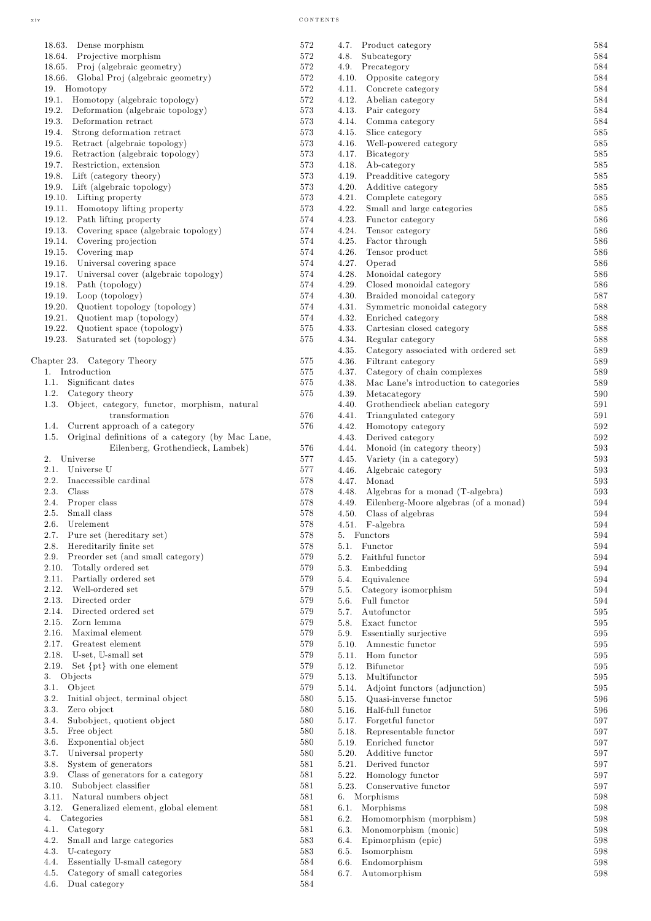18.63. Dense morphism 572
18.64. Projective morphism 572
18.65. Proj (algebraic geometry) 572
18.66. Global Proj (algebraic geometry) 572
19. Homotopy 572
19.1. Homotopy (algebraic topology) 572
19.2. Deformation (algebraic topology) 573
19.3. Deformation retract 573
19.4. Strong deformation retract 573
19.5. Retract (algebraic topology) 573
19.6. Retraction (algebraic topology) 573
19.7. Restriction, extension 573
19.8. Lift (category theory) 573
19.9. Lift (algebraic topology) 573
19.10. Lifting property 573
19.11. Homotopy lifting property 573
19.12. Path lifting property 574
19.13. Covering space (algebraic topology) 574
19.14. Covering projection 574
19.15. Covering map 574
19.16. Universal covering space 574
19.17. Universal cover (algebraic topology) 574
19.18. Path (topology) 574
19.19. Loop (topology) 574
19.20. Quotient topology (topology) 574
19.21. Quotient map (topology) 575
19.22. Quotient space (topology) 575
19.23. Saturated set (topology) 575

Chapter 23. Category Theory 575
1. Introduction 575
1.1. Significant dates 575
1.2. Category theory 575
1.3. Object, category, functor, morphism, natural transformation 576
1.4. Current approach of a category 576
1.5. Original definitions of a category (by Mac Lane, Eilenberg, Grothendieck, Lambek) 576
2. Universe 577
2.1. Universe $\mathbb{U}$ 577
2.2. Inaccessible cardinal 578
2.3. Class 578
2.4. Proper class 578
2.5. Small class 578
2.6. Urelement 578
2.7. Pure set (hereditary set) 578
2.8. Hereditarily finite set 578
2.9. Preorder set (and small category) 579
2.10. Totally ordered set 579
2.11. Partially ordered set 579
2.12. Well-ordered set 579
2.13. Directed order 579
2.14. Directed ordered set 579
2.15. Zorn lemma 579
2.16. Maximal element 579
2.17. Greatest element 579
2.18. $\mathbb{U}$-set, $\mathbb{U}$-small set 579
2.19. Set {pt} with one element 579
3. Objects 579
3.1. Object 579
3.2. Initial object, terminal object 580
3.3. Zero object 580
3.4. Subobject, quotient object 580
3.5. Free object 580
3.6. Exponential object 580
3.7. Universal property 580
3.8. System of generators 581
3.9. Class of generators for a category 581
3.10. Subobject classifier 581
3.11. Natural numbers object 581
3.12. Generalized element, global element 581
4. Categories 581
4.1. Category 581
4.2. Small and large categories 583
4.3. $\mathbb{U}$-category 583
4.4. Essentially $\mathbb{U}$-small category 584
4.5. Category of small categories 584
4.6. Dual category 584
4.7. Product category 584
4.8. Subcategory 584
4.9. Precategory 584
4.10. Opposite category 584
4.11. Concrete category 584
4.12. Abelian category 584
4.13. Pair category 584
4.14. Comma category 584
4.15. Slice category 585
4.16. Well-powered category 585
4.17. Bicategory 585
4.18. Ab-category 585
4.19. Preadditive category 585
4.20. Additive category 585
4.21. Complete category 585
4.22. Small and large categories 585
4.23. Functor category 586
4.24. Tensor category 586
4.25. Factor through 586
4.26. Tensor product 586
4.27. Operad 586
4.28. Monoidal category 586
4.29. Closed monoidal category 586
4.30. Braided monoidal category 587
4.31. Symmetric monoidal category 588
4.32. Enriched category 588
4.33. Cartesian closed category 588
4.34. Regular category 588
4.35. Category associated with ordered set 589
4.36. Filtrant category 589
4.37. Category of chain complexes 589
4.38. Mac Lane's introduction to categories 589
4.39. Metacategory 590
4.40. Grothendieck abelian category 591
4.41. Triangulated category 591
4.42. Homotopy category 592
4.43. Derived category 592
4.44. Monoid (in category theory) 593
4.45. Variety (in a category) 593
4.46. Algebraic category 593
4.47. Monad 593
4.48. Algebras for a monad (T-algebra) 593
4.49. Eilenberg-Moore algebras (of a monad) 594
4.50. Class of algebras 594
4.51. F-algebra 594
5. Functors 594
5.1. Functor 594
5.2. Faithful functor 594
5.3. Embedding 594
5.4. Equivalence 594
5.5. Category isomorphism 594
5.6. Full functor 594
5.7. Autofunctor 595
5.8. Exact functor 595
5.9. Essentially surjective 595
5.10. Amnestic functor 595
5.11. Hom functor 595
5.12. Bifunctor 595
5.13. Multifunctor 595
5.14. Adjoint functors (adjunction) 595
5.15. Quasi-inverse functor 596
5.16. Half-full functor 596
5.17. Forgetful functor 597
5.18. Representable functor 597
5.19. Enriched functor 597
5.20. Additive functor 597
5.21. Derived functor 597
5.22. Homology functor 597
5.23. Conservative functor 597
6. Morphisms 598
6.1. Morphisms 598
6.2. Homomorphism (morphism) 598
6.3. Monomorphism (monic) 598
6.4. Epimorphism (epic) 598
6.5. Isomorphism 598
6.6. Endomorphism 598
6.7. Automorphism 598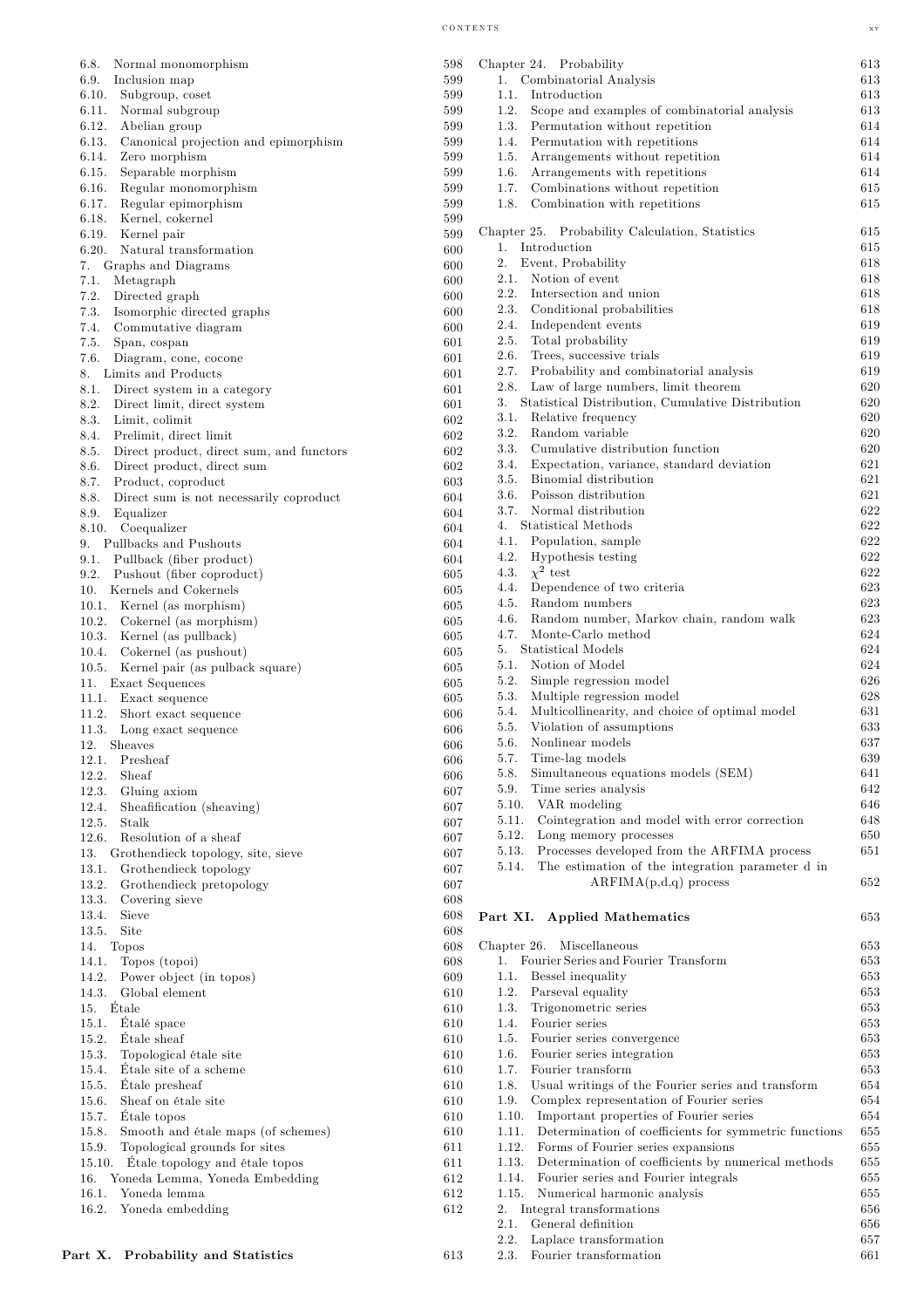6.8. Normal monomorphism 598
6.9. Inclusion map 599
6.10. Subgroup, coset 599
6.11. Normal subgroup 599
6.12. Abelian group 599
6.13. Canonical projection and epimorphism 599
6.14. Zero morphism 599
6.15. Separable morphism 599
6.16. Regular monomorphism 599
6.17. Regular epimorphism 599
6.18. Kernel, cokernel 599
6.19. Kernel pair 599
6.20. Natural transformation 600
7. Graphs and Diagrams 600
7.1. Metagraph 600
7.2. Directed graph 600
7.3. Isomorphic directed graphs 600
7.4. Commutative diagram 600
7.5. Span, cospan 601
7.6. Diagram, cone, cocone 601
8. Limits and Products 601
8.1. Direct system in a category 601
8.2. Direct limit, direct system 601
8.3. Limit, colimit 602
8.4. Prelimit, direct limit 602
8.5. Direct product, direct sum, and functors 602
8.6. Direct product, direct sum 602
8.7. Product, coproduct 603
8.8. Direct sum is not necessarily coproduct 604
8.9. Equalizer 604
8.10. Coequalizer 604
9. Pullbacks and Pushouts 604
9.1. Pullback (fiber product) 604
9.2. Pushout (fiber coproduct) 605
10. Kernels and Cokernels 605
10.1. Kernel (as morphism) 605
10.2. Cokernel (as morphism) 605
10.3. Kernel (as pullback) 605
10.4. Cokernel (as pushout) 605
10.5. Kernel pair (as pulback square) 605
11. Exact Sequences 605
11.1. Exact sequence 605
11.2. Short exact sequence 606
11.3. Long exact sequence 606
12. Sheaves 606
12.1. Presheaf 606
12.2. Sheaf 606
12.3. Gluing axiom 607
12.4. Sheafification (sheaving) 607
12.5. Stalk 607
12.6. Resolution of a sheaf 607
13. Grothendieck topology, site, sieve 607
13.1. Grothendieck topology 607
13.2. Grothendieck pretopology 607
13.3. Covering sieve 608
13.4. Sieve 608
13.5. Site 608
14. Topos 608
14.1. Topos (topoi) 608
14.2. Power object (in topos) 609
14.3. Global element 610
15. Étale 610
15.1. Étalé space 610
15.2. Étale sheaf 610
15.3. Topological étale site 610
15.4. Étale site of a scheme 610
15.5. Étale presheaf 610
15.6. Sheaf on étale site 610
15.7. Étale topos 610
15.8. Smooth and étale maps (of schemes) 610
15.9. Topological grounds for sites 611
15.10. Étale topology and étale topos 611
16. Yoneda Lemma, Yoneda Embedding 612
16.1. Yoneda lemma 612
16.2. Yoneda embedding 612

**Part X. Probability and Statistics** 613

Chapter 24. Probability 613
1. Combinatorial Analysis 613
1.1. Introduction 613
1.2. Scope and examples of combinatorial analysis 613
1.3. Permutation without repetition 614
1.4. Permutation with repetitions 614
1.5. Arrangements without repetition 614
1.6. Arrangements with repetitions 614
1.7. Combinations without repetition 615
1.8. Combination with repetitions 615

Chapter 25. Probability Calculation, Statistics 615
1. Introduction 615
2. Event, Probability 618
2.1. Notion of event 618
2.2. Intersection and union 618
2.3. Conditional probabilities 618
2.4. Independent events 619
2.5. Total probability 619
2.6. Trees, successive trials 619
2.7. Probability and combinatorial analysis 619
2.8. Law of large numbers, limit theorem 620
3. Statistical Distribution, Cumulative Distribution 620
3.1. Relative frequency 620
3.2. Random variable 620
3.3. Cumulative distribution function 620
3.4. Expectation, variance, standard deviation 621
3.5. Binomial distribution 621
3.6. Poisson distribution 621
3.7. Normal distribution 622
4. Statistical Methods 622
4.1. Population, sample 622
4.2. Hypothesis testing 622
4.3. $\chi^2$ test 622
4.4. Dependence of two criteria 623
4.5. Random numbers 623
4.6. Random number, Markov chain, random walk 623
4.7. Monte-Carlo method 624
5. Statistical Models 624
5.1. Notion of Model 624
5.2. Simple regression model 626
5.3. Multiple regression model 628
5.4. Multicollinearity, and choice of optimal model 631
5.5. Violation of assumptions 633
5.6. Nonlinear models 637
5.7. Time-lag models 639
5.8. Simultaneous equations models (SEM) 641
5.9. Time series analysis 642
5.10. VAR modeling 646
5.11. Cointegration and model with error correction 648
5.12. Long memory processes 650
5.13. Processes developed from the ARFIMA process 651
5.14. The estimation of the integration parameter d in ARFIMA(p,d,q) process 652

**Part XI. Applied Mathematics** 653

Chapter 26. Miscellaneous 653
1. Fourier Series and Fourier Transform 653
1.1. Bessel inequality 653
1.2. Parseval equality 653
1.3. Trigonometric series 653
1.4. Fourier series 653
1.5. Fourier series convergence 653
1.6. Fourier series integration 653
1.7. Fourier transform 653
1.8. Usual writings of the Fourier series and transform 654
1.9. Complex representation of Fourier series 654
1.10. Important properties of Fourier series 654
1.11. Determination of coefficients for symmetric functions 655
1.12. Forms of Fourier series expansions 655
1.13. Determination of coefficients by numerical methods 655
1.14. Fourier series and Fourier integrals 655
1.15. Numerical harmonic analysis 655
2. Integral transformations 656
2.1. General definition 656
2.2. Laplace transformation 657
2.3. Fourier transformation 661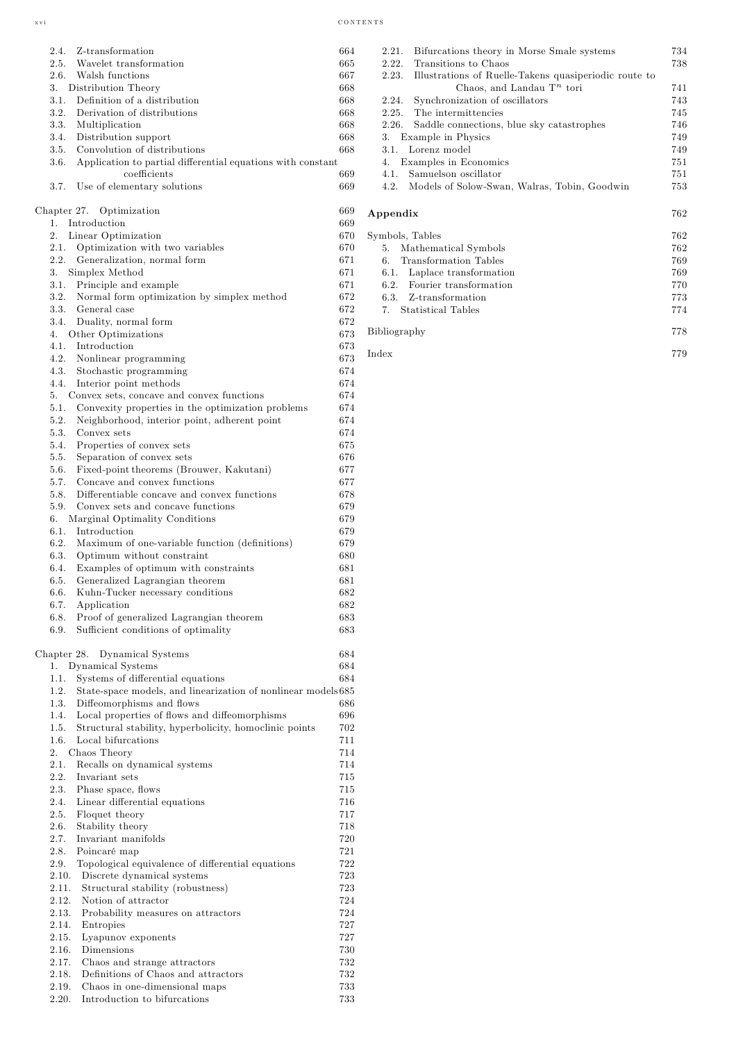2.4. Z-transformation 664
2.5. Wavelet transformation 665
2.6. Walsh functions 667
3. Distribution Theory 668
3.1. Definition of a distribution 668
3.2. Derivation of distributions 668
3.3. Multiplication 668
3.4. Distribution support 668
3.5. Convolution of distributions 668
3.6. Application to partial differential equations with constant coefficients 669
3.7. Use of elementary solutions 669

Chapter 27. Optimization 669
1. Introduction 669
2. Linear Optimization 670
2.1. Optimization with two variables 670
2.2. Generalization, normal form 671
3. Simplex Method 671
3.1. Principle and example 671
3.2. Normal form optimization by simplex method 672
3.3. General case 672
3.4. Duality, normal form 672
4. Other Optimizations 673
4.1. Introduction 673
4.2. Nonlinear programming 673
4.3. Stochastic programming 674
4.4. Interior point methods 674
5. Convex sets, concave and convex functions 674
5.1. Convexity properties in the optimization problems 674
5.2. Neighborhood, interior point, adherent point 674
5.3. Convex sets 674
5.4. Properties of convex sets 675
5.5. Separation of convex sets 676
5.6. Fixed-point theorems (Brouwer, Kakutani) 677
5.7. Concave and convex functions 677
5.8. Differentiable concave and convex functions 678
5.9. Convex sets and concave functions 679
6. Marginal Optimality Conditions 679
6.1. Introduction 679
6.2. Maximum of one-variable function (definitions) 679
6.3. Optimum without constraint 680
6.4. Examples of optimum with constraints 681
6.5. Generalized Lagrangian theorem 681
6.6. Kuhn-Tucker necessary conditions 682
6.7. Application 682
6.8. Proof of generalized Lagrangian theorem 683
6.9. Sufficient conditions of optimality 683

Chapter 28. Dynamical Systems 684
1. Dynamical Systems 684
1.1. Systems of differential equations 684
1.2. State-space models, and linearization of nonlinear models 685
1.3. Diffeomorphisms and flows 686
1.4. Local properties of flows and diffeomorphisms 696
1.5. Structural stability, hyperbolicity, homoclinic points 702
1.6. Local bifurcations 711
2. Chaos Theory 714
2.1. Recalls on dynamical systems 714
2.2. Invariant sets 715
2.3. Phase space, flows 715
2.4. Linear differential equations 716
2.5. Floquet theory 717
2.6. Stability theory 718
2.7. Invariant manifolds 720
2.8. Poincaré map 721
2.9. Topological equivalence of differential equations 722
2.10. Discrete dynamical systems 723
2.11. Structural stability (robustness) 723
2.12. Notion of attractor 724
2.13. Probability measures on attractors 724
2.14. Entropies 727
2.15. Lyapunov exponents 727
2.16. Dimensions 730
2.17. Chaos and strange attractors 732
2.18. Definitions of Chaos and attractors 732
2.19. Chaos in one-dimensional maps 733
2.20. Introduction to bifurcations 733
2.21. Bifurcations theory in Morse Smale systems 734
2.22. Transitions to Chaos 738
2.23. Illustrations of Ruelle-Takens quasiperiodic route to Chaos, and Landau $T^n$ tori 741
2.24. Synchronization of oscillators 743
2.25. The intermittencies 745
2.26. Saddle connections, blue sky catastrophes 746
3. Example in Physics 749
3.1. Lorenz model 749
4. Examples in Economics 751
4.1. Samuelson oscillator 751
4.2. Models of Solow-Swan, Walras, Tobin, Goodwin 753

**Appendix** 762

Symbols, Tables 762
5. Mathematical Symbols 762
6. Transformation Tables 769
6.1. Laplace transformation 769
6.2. Fourier transformation 770
6.3. Z-transformation 773
7. Statistical Tables 774

Bibliography 778

Index 779